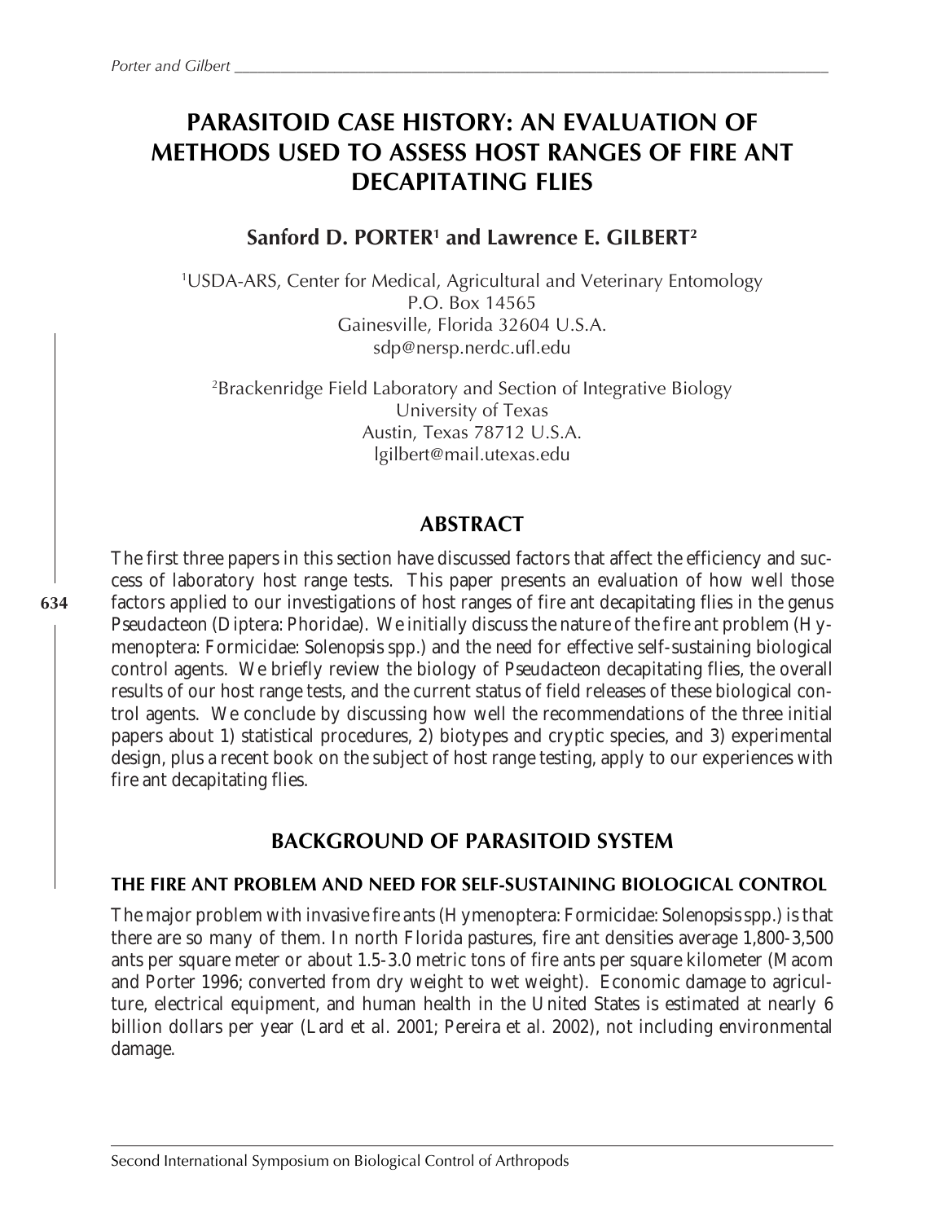# PARASITOID CASE HISTORY: AN EVALUATION OF METHODS USED TO ASSESS HOST RANGES OF FIRE ANT DECAPITATING FLIES

**Sanford D. PORTER[1] and Lawrence E. GILBERT[2]**

[1]USDA-ARS, Center for Medical, Agricultural and Veterinary Entomology
P.O. Box 14565
Gainesville, Florida 32604 U.S.A.
sdp@nersp.nerdc.ufl.edu

[2]Brackenridge Field Laboratory and Section of Integrative Biology
University of Texas
Austin, Texas 78712 U.S.A.
lgilbert@mail.utexas.edu

## ABSTRACT

The first three papers in this section have discussed factors that affect the efficiency and success of laboratory host range tests. This paper presents an evaluation of how well those factors applied to our investigations of host ranges of fire ant decapitating flies in the genus *Pseudacteon* (Diptera: Phoridae). We initially discuss the nature of the fire ant problem (Hymenoptera: Formicidae: *Solenopsis* spp.) and the need for effective self-sustaining biological control agents. We briefly review the biology of *Pseudacteon* decapitating flies, the overall results of our host range tests, and the current status of field releases of these biological control agents. We conclude by discussing how well the recommendations of the three initial papers about 1) statistical procedures, 2) biotypes and cryptic species, and 3) experimental design, plus a recent book on the subject of host range testing, apply to our experiences with fire ant decapitating flies.

## BACKGROUND OF PARASITOID SYSTEM

### THE FIRE ANT PROBLEM AND NEED FOR SELF-SUSTAINING BIOLOGICAL CONTROL

The major problem with invasive fire ants (Hymenoptera: Formicidae: *Solenopsis* spp.) is that there are so many of them. In north Florida pastures, fire ant densities average 1,800-3,500 ants per square meter or about 1.5-3.0 metric tons of fire ants per square kilometer (Macom and Porter 1996; converted from dry weight to wet weight). Economic damage to agriculture, electrical equipment, and human health in the United States is estimated at nearly 6 billion dollars per year (Lard et al. 2001; Pereira et al. 2002), not including environmental damage.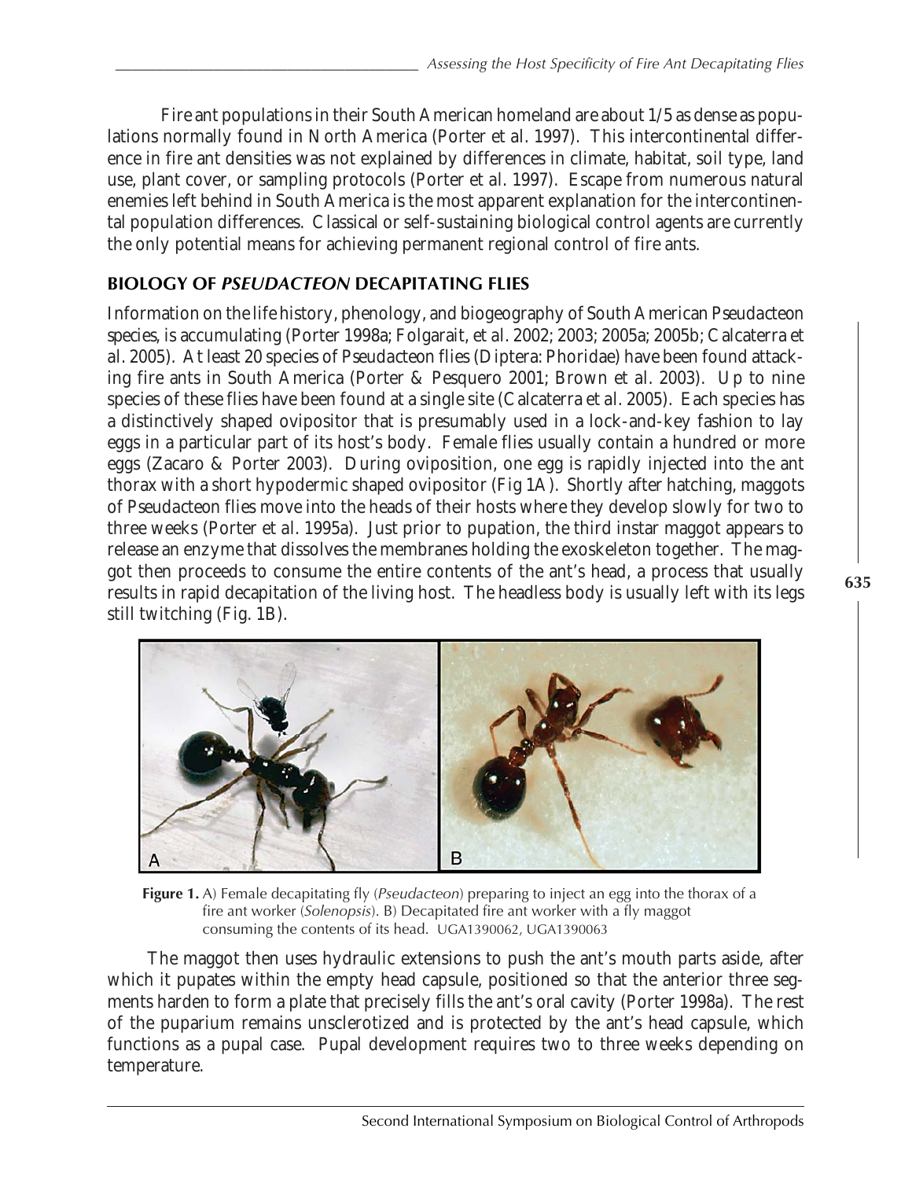Fire ant populations in their South American homeland are about 1/5 as dense as populations normally found in North America (Porter et al. 1997). This intercontinental difference in fire ant densities was not explained by differences in climate, habitat, soil type, land use, plant cover, or sampling protocols (Porter et al. 1997). Escape from numerous natural enemies left behind in South America is the most apparent explanation for the intercontinental population differences. Classical or self-sustaining biological control agents are currently the only potential means for achieving permanent regional control of fire ants.

## BIOLOGY OF *PSEUDACTEON* DECAPITATING FLIES

Information on the life history, phenology, and biogeography of South American *Pseudacteon* species, is accumulating (Porter 1998a; Folgarait, et al. 2002; 2003; 2005a; 2005b; Calcaterra et al. 2005). At least 20 species of *Pseudacteon* flies (Diptera: Phoridae) have been found attacking fire ants in South America (Porter & Pesquero 2001; Brown et al. 2003). Up to nine species of these flies have been found at a single site (Calcaterra et al. 2005). Each species has a distinctively shaped ovipositor that is presumably used in a lock-and-key fashion to lay eggs in a particular part of its host's body. Female flies usually contain a hundred or more eggs (Zacaro & Porter 2003). During oviposition, one egg is rapidly injected into the ant thorax with a short hypodermic shaped ovipositor (Fig 1A). Shortly after hatching, maggots of *Pseudacteon* flies move into the heads of their hosts where they develop slowly for two to three weeks (Porter et al. 1995a). Just prior to pupation, the third instar maggot appears to release an enzyme that dissolves the membranes holding the exoskeleton together. The maggot then proceeds to consume the entire contents of the ant's head, a process that usually results in rapid decapitation of the living host. The headless body is usually left with its legs still twitching (Fig. 1B).

**Figure 1.** A) Female decapitating fly (*Pseudacteon*) preparing to inject an egg into the thorax of a fire ant worker (*Solenopsis*). B) Decapitated fire ant worker with a fly maggot consuming the contents of its head. UGA1390062, UGA1390063

The maggot then uses hydraulic extensions to push the ant's mouth parts aside, after which it pupates within the empty head capsule, positioned so that the anterior three segments harden to form a plate that precisely fills the ant's oral cavity (Porter 1998a). The rest of the puparium remains unsclerotized and is protected by the ant's head capsule, which functions as a pupal case. Pupal development requires two to three weeks depending on temperature.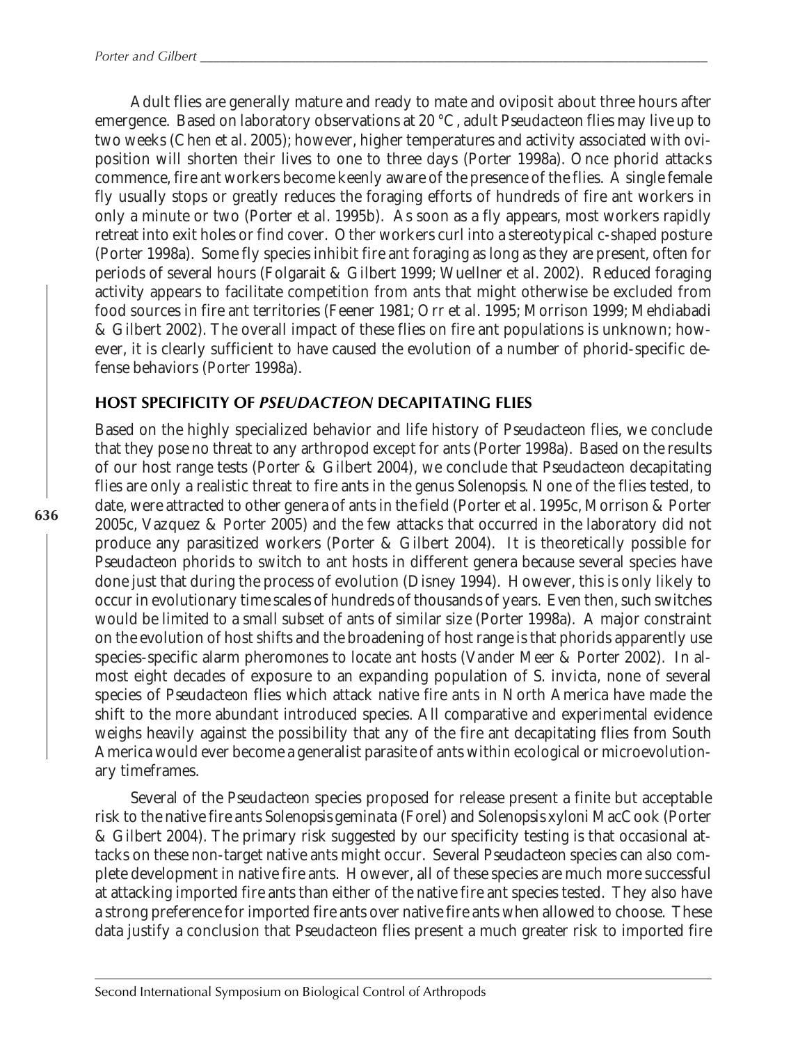Adult flies are generally mature and ready to mate and oviposit about three hours after emergence. Based on laboratory observations at 20 °C, adult *Pseudacteon* flies may live up to two weeks (Chen *et al.* 2005); however, higher temperatures and activity associated with oviposition will shorten their lives to one to three days (Porter 1998a). Once phorid attacks commence, fire ant workers become keenly aware of the presence of the flies. A single female fly usually stops or greatly reduces the foraging efforts of hundreds of fire ant workers in only a minute or two (Porter *et al.* 1995b). As soon as a fly appears, most workers rapidly retreat into exit holes or find cover. Other workers curl into a stereotypical c-shaped posture (Porter 1998a). Some fly species inhibit fire ant foraging as long as they are present, often for periods of several hours (Folgarait & Gilbert 1999; Wuellner *et al.* 2002). Reduced foraging activity appears to facilitate competition from ants that might otherwise be excluded from food sources in fire ant territories (Feener 1981; Orr *et al.* 1995; Morrison 1999; Mehdiabadi & Gilbert 2002). The overall impact of these flies on fire ant populations is unknown; however, it is clearly sufficient to have caused the evolution of a number of phorid-specific defense behaviors (Porter 1998a).

## HOST SPECIFICITY OF *PSEUDACTEON* DECAPITATING FLIES

Based on the highly specialized behavior and life history of *Pseudacteon* flies, we conclude that they pose no threat to any arthropod except for ants (Porter 1998a). Based on the results of our host range tests (Porter & Gilbert 2004), we conclude that *Pseudacteon* decapitating flies are only a realistic threat to fire ants in the genus *Solenopsis*. None of the flies tested, to date, were attracted to other genera of ants in the field (Porter *et al.* 1995c, Morrison & Porter 2005c, Vazquez & Porter 2005) and the few attacks that occurred in the laboratory did not produce any parasitized workers (Porter & Gilbert 2004). It is theoretically possible for *Pseudacteon* phorids to switch to ant hosts in different genera because several species have done just that during the process of evolution (Disney 1994). However, this is only likely to occur in evolutionary time scales of hundreds of thousands of years. Even then, such switches would be limited to a small subset of ants of similar size (Porter 1998a). A major constraint on the evolution of host shifts and the broadening of host range is that phorids apparently use species-specific alarm pheromones to locate ant hosts (Vander Meer & Porter 2002). In almost eight decades of exposure to an expanding population of *S. invicta*, none of several species of *Pseudacteon* flies which attack native fire ants in North America have made the shift to the more abundant introduced species. All comparative and experimental evidence weighs heavily against the possibility that any of the fire ant decapitating flies from South America would ever become a generalist parasite of ants within ecological or microevolutionary timeframes.

Several of the *Pseudacteon* species proposed for release present a finite but acceptable risk to the native fire ants *Solenopsis geminata* (Forel) and *Solenopsis xyloni* MacCook (Porter & Gilbert 2004). The primary risk suggested by our specificity testing is that occasional attacks on these non-target native ants might occur. Several *Pseudacteon* species can also complete development in native fire ants. However, all of these species are much more successful at attacking imported fire ants than either of the native fire ant species tested. They also have a strong preference for imported fire ants over native fire ants when allowed to choose. These data justify a conclusion that *Pseudacteon* flies present a much greater risk to imported fire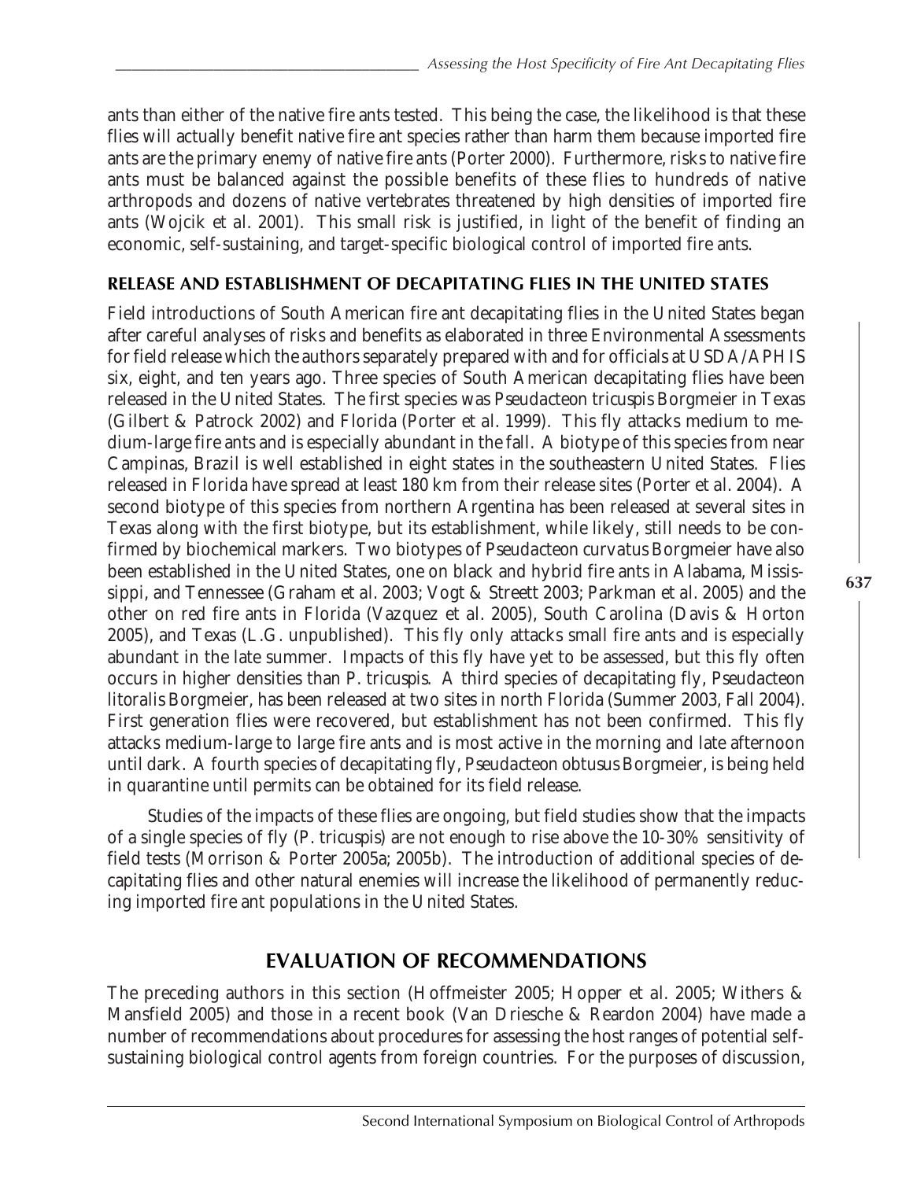ants than either of the native fire ants tested. This being the case, the likelihood is that these flies will actually benefit native fire ant species rather than harm them because imported fire ants are the primary enemy of native fire ants (Porter 2000). Furthermore, risks to native fire ants must be balanced against the possible benefits of these flies to hundreds of native arthropods and dozens of native vertebrates threatened by high densities of imported fire ants (Wojcik *et al.* 2001). This small risk is justified, in light of the benefit of finding an economic, self-sustaining, and target-specific biological control of imported fire ants.

### RELEASE AND ESTABLISHMENT OF DECAPITATING FLIES IN THE UNITED STATES

Field introductions of South American fire ant decapitating flies in the United States began after careful analyses of risks and benefits as elaborated in three Environmental Assessments for field release which the authors separately prepared with and for officials at USDA/APHIS six, eight, and ten years ago. Three species of South American decapitating flies have been released in the United States. The first species was *Pseudacteon tricuspis* Borgmeier in Texas (Gilbert & Patrock 2002) and Florida (Porter *et al.* 1999). This fly attacks medium to medium-large fire ants and is especially abundant in the fall. A biotype of this species from near Campinas, Brazil is well established in eight states in the southeastern United States. Flies released in Florida have spread at least 180 km from their release sites (Porter *et al.* 2004). A second biotype of this species from northern Argentina has been released at several sites in Texas along with the first biotype, but its establishment, while likely, still needs to be confirmed by biochemical markers. Two biotypes of *Pseudacteon curvatus* Borgmeier have also been established in the United States, one on black and hybrid fire ants in Alabama, Mississippi, and Tennessee (Graham *et al.* 2003; Vogt & Streett 2003; Parkman *et al.* 2005) and the other on red fire ants in Florida (Vazquez *et al.* 2005), South Carolina (Davis & Horton 2005), and Texas (L.G. unpublished). This fly only attacks small fire ants and is especially abundant in the late summer. Impacts of this fly have yet to be assessed, but this fly often occurs in higher densities than *P. tricuspis*. A third species of decapitating fly, *Pseudacteon litoralis* Borgmeier, has been released at two sites in north Florida (Summer 2003, Fall 2004). First generation flies were recovered, but establishment has not been confirmed. This fly attacks medium-large to large fire ants and is most active in the morning and late afternoon until dark. A fourth species of decapitating fly, *Pseudacteon obtusus* Borgmeier, is being held in quarantine until permits can be obtained for its field release.

Studies of the impacts of these flies are ongoing, but field studies show that the impacts of a single species of fly (*P. tricuspis*) are not enough to rise above the 10-30% sensitivity of field tests (Morrison & Porter 2005a; 2005b). The introduction of additional species of decapitating flies and other natural enemies will increase the likelihood of permanently reducing imported fire ant populations in the United States.

## EVALUATION OF RECOMMENDATIONS

The preceding authors in this section (Hoffmeister 2005; Hopper *et al.* 2005; Withers & Mansfield 2005) and those in a recent book (Van Driesche & Reardon 2004) have made a number of recommendations about procedures for assessing the host ranges of potential self-sustaining biological control agents from foreign countries. For the purposes of discussion,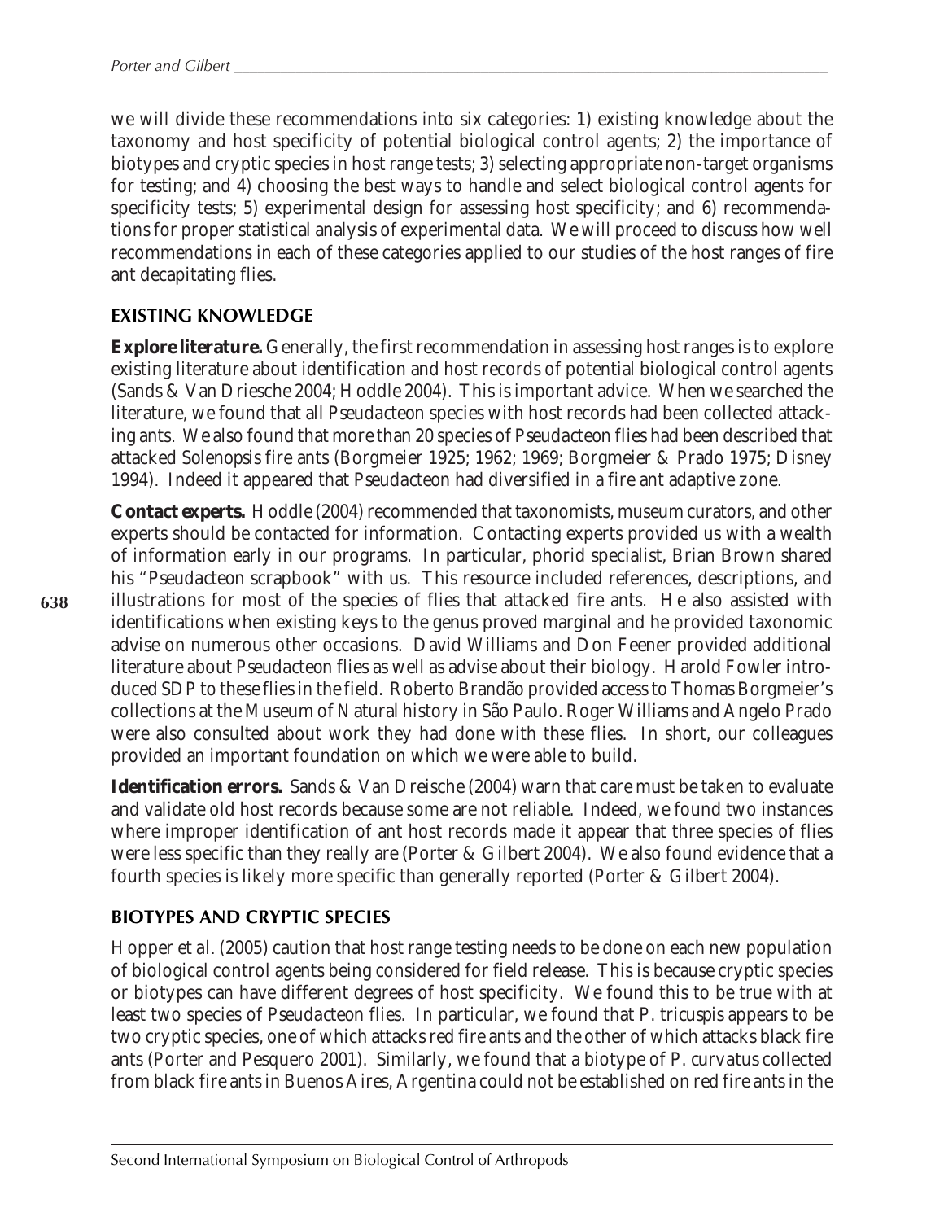we will divide these recommendations into six categories: 1) existing knowledge about the taxonomy and host specificity of potential biological control agents; 2) the importance of biotypes and cryptic species in host range tests; 3) selecting appropriate non-target organisms for testing; and 4) choosing the best ways to handle and select biological control agents for specificity tests; 5) experimental design for assessing host specificity; and 6) recommendations for proper statistical analysis of experimental data. We will proceed to discuss how well recommendations in each of these categories applied to our studies of the host ranges of fire ant decapitating flies.

## EXISTING KNOWLEDGE

**Explore literature.** Generally, the first recommendation in assessing host ranges is to explore existing literature about identification and host records of potential biological control agents (Sands & Van Driesche 2004; Hoddle 2004). This is important advice. When we searched the literature, we found that all *Pseudacteon* species with host records had been collected attacking ants. We also found that more than 20 species of *Pseudacteon* flies had been described that attacked *Solenopsis* fire ants (Borgmeier 1925; 1962; 1969; Borgmeier & Prado 1975; Disney 1994). Indeed it appeared that *Pseudacteon* had diversified in a fire ant adaptive zone.

**Contact experts.** Hoddle (2004) recommended that taxonomists, museum curators, and other experts should be contacted for information. Contacting experts provided us with a wealth of information early in our programs. In particular, phorid specialist, Brian Brown shared his "*Pseudacteon* scrapbook" with us. This resource included references, descriptions, and illustrations for most of the species of flies that attacked fire ants. He also assisted with identifications when existing keys to the genus proved marginal and he provided taxonomic advise on numerous other occasions. David Williams and Don Feener provided additional literature about *Pseudacteon* flies as well as advise about their biology. Harold Fowler introduced SDP to these flies in the field. Roberto Brandão provided access to Thomas Borgmeier's collections at the Museum of Natural history in São Paulo. Roger Williams and Angelo Prado were also consulted about work they had done with these flies. In short, our colleagues provided an important foundation on which we were able to build.

**Identification errors.** Sands & Van Dreische (2004) warn that care must be taken to evaluate and validate old host records because some are not reliable. Indeed, we found two instances where improper identification of ant host records made it appear that three species of flies were less specific than they really are (Porter & Gilbert 2004). We also found evidence that a fourth species is likely more specific than generally reported (Porter & Gilbert 2004).

## BIOTYPES AND CRYPTIC SPECIES

Hopper et al. (2005) caution that host range testing needs to be done on each new population of biological control agents being considered for field release. This is because cryptic species or biotypes can have different degrees of host specificity. We found this to be true with at least two species of *Pseudacteon* flies. In particular, we found that *P. tricuspis* appears to be two cryptic species, one of which attacks red fire ants and the other of which attacks black fire ants (Porter and Pesquero 2001). Similarly, we found that a biotype of *P. curvatus* collected from black fire ants in Buenos Aires, Argentina could not be established on red fire ants in the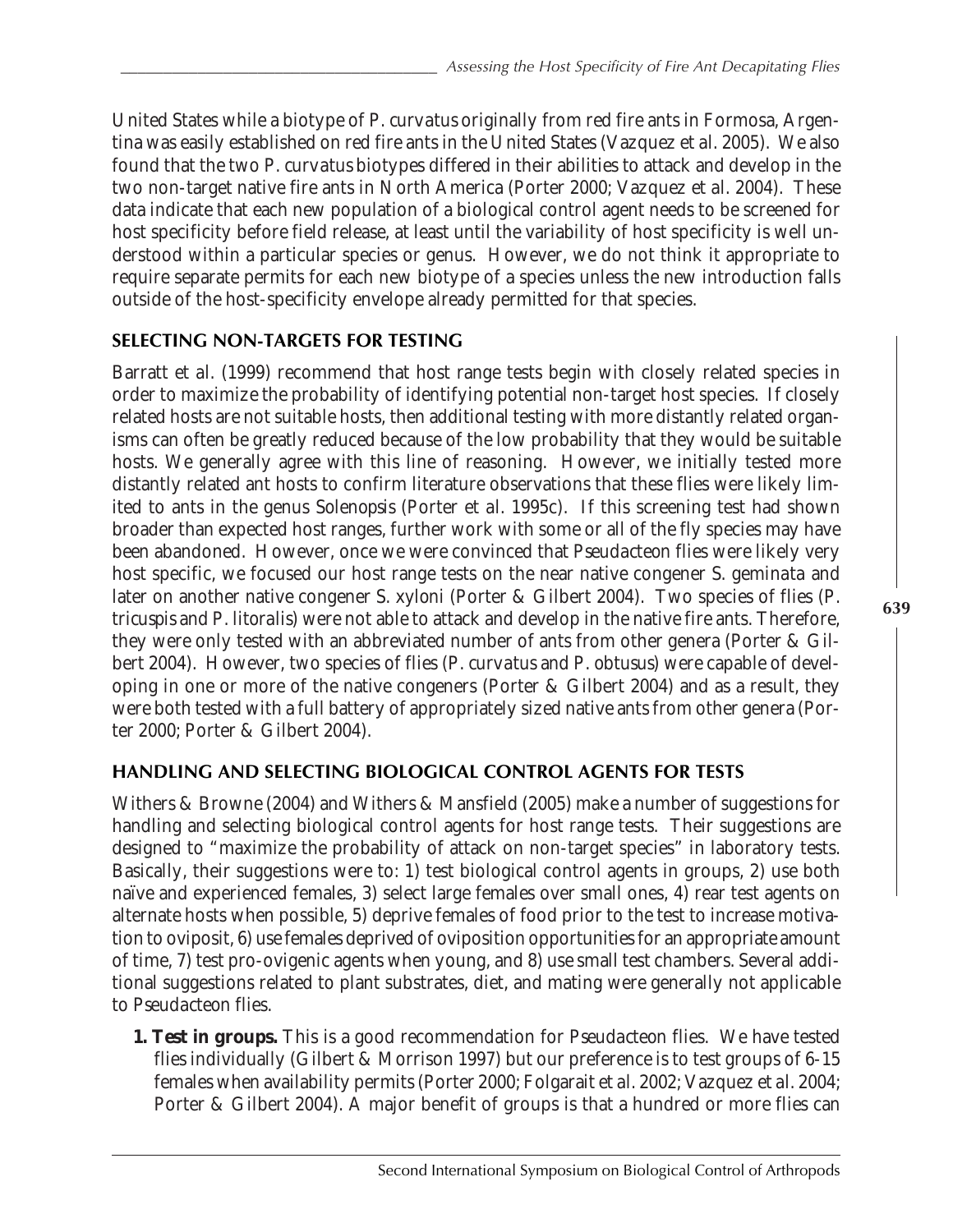United States while a biotype of *P. curvatus* originally from red fire ants in Formosa, Argentina was easily established on red fire ants in the United States (Vazquez et al. 2005). We also found that the two *P. curvatus* biotypes differed in their abilities to attack and develop in the two non-target native fire ants in North America (Porter 2000; Vazquez et al. 2004). These data indicate that each new population of a biological control agent needs to be screened for host specificity before field release, at least until the variability of host specificity is well understood within a particular species or genus. However, we do not think it appropriate to require separate permits for each new biotype of a species unless the new introduction falls outside of the host-specificity envelope already permitted for that species.

## SELECTING NON-TARGETS FOR TESTING

Barratt et al. (1999) recommend that host range tests begin with closely related species in order to maximize the probability of identifying potential non-target host species. If closely related hosts are not suitable hosts, then additional testing with more distantly related organisms can often be greatly reduced because of the low probability that they would be suitable hosts. We generally agree with this line of reasoning. However, we initially tested more distantly related ant hosts to confirm literature observations that these flies were likely limited to ants in the genus *Solenopsis* (Porter et al. 1995c). If this screening test had shown broader than expected host ranges, further work with some or all of the fly species may have been abandoned. However, once we were convinced that *Pseudacteon* flies were likely very host specific, we focused our host range tests on the near native congener *S. geminata* and later on another native congener *S. xyloni* (Porter & Gilbert 2004). Two species of flies (*P. tricuspis* and *P. litoralis*) were not able to attack and develop in the native fire ants. Therefore, they were only tested with an abbreviated number of ants from other genera (Porter & Gilbert 2004). However, two species of flies (*P. curvatus* and *P. obtusus*) were capable of developing in one or more of the native congeners (Porter & Gilbert 2004) and as a result, they were both tested with a full battery of appropriately sized native ants from other genera (Porter 2000; Porter & Gilbert 2004).

## HANDLING AND SELECTING BIOLOGICAL CONTROL AGENTS FOR TESTS

Withers & Browne (2004) and Withers & Mansfield (2005) make a number of suggestions for handling and selecting biological control agents for host range tests. Their suggestions are designed to "maximize the probability of attack on non-target species" in laboratory tests. Basically, their suggestions were to: 1) test biological control agents in groups, 2) use both naïve and experienced females, 3) select large females over small ones, 4) rear test agents on alternate hosts when possible, 5) deprive females of food prior to the test to increase motivation to oviposit, 6) use females deprived of oviposition opportunities for an appropriate amount of time, 7) test pro-ovigenic agents when young, and 8) use small test chambers. Several additional suggestions related to plant substrates, diet, and mating were generally not applicable to *Pseudacteon* flies.

1. **Test in groups.** This is a good recommendation for *Pseudacteon* flies. We have tested flies individually (Gilbert & Morrison 1997) but our preference is to test groups of 6-15 females when availability permits (Porter 2000; Folgarait et al. 2002; Vazquez et al. 2004; Porter & Gilbert 2004). A major benefit of groups is that a hundred or more flies can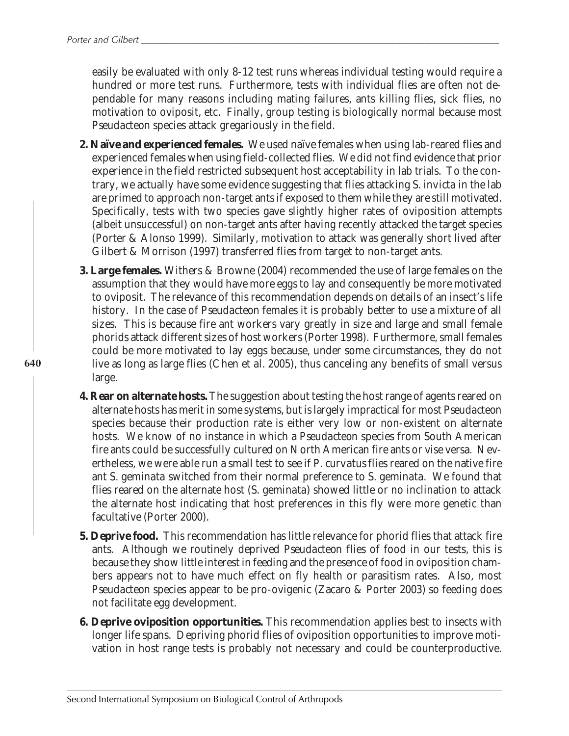easily be evaluated with only 8-12 test runs whereas individual testing would require a hundred or more test runs. Furthermore, tests with individual flies are often not dependable for many reasons including mating failures, ants killing flies, sick flies, no motivation to oviposit, etc. Finally, group testing is biologically normal because most *Pseudacteon* species attack gregariously in the field.

**2. Naïve and experienced females.** We used naïve females when using lab-reared flies and experienced females when using field-collected flies. We did not find evidence that prior experience in the field restricted subsequent host acceptability in lab trials. To the contrary, we actually have some evidence suggesting that flies attacking *S. invicta* in the lab are primed to approach non-target ants if exposed to them while they are still motivated. Specifically, tests with two species gave slightly higher rates of oviposition attempts (albeit unsuccessful) on non-target ants after having recently attacked the target species (Porter & Alonso 1999). Similarly, motivation to attack was generally short lived after Gilbert & Morrison (1997) transferred flies from target to non-target ants.

**3. Large females.** Withers & Browne (2004) recommended the use of large females on the assumption that they would have more eggs to lay and consequently be more motivated to oviposit. The relevance of this recommendation depends on details of an insect's life history. In the case of *Pseudacteon* females it is probably better to use a mixture of all sizes. This is because fire ant workers vary greatly in size and large and small female phorids attack different sizes of host workers (Porter 1998). Furthermore, small females could be more motivated to lay eggs because, under some circumstances, they do not live as long as large flies (Chen et al. 2005), thus canceling any benefits of small versus large.

**4. Rear on alternate hosts.** The suggestion about testing the host range of agents reared on alternate hosts has merit in some systems, but is largely impractical for most *Pseudacteon* species because their production rate is either very low or non-existent on alternate hosts. We know of no instance in which a *Pseudacteon* species from South American fire ants could be successfully cultured on North American fire ants or vise versa. Nevertheless, we were able run a small test to see if *P. curvatus* flies reared on the native fire ant *S. geminata* switched from their normal preference to *S. geminata*. We found that flies reared on the alternate host (*S. geminata*) showed little or no inclination to attack the alternate host indicating that host preferences in this fly were more genetic than facultative (Porter 2000).

**5. Deprive food.** This recommendation has little relevance for phorid flies that attack fire ants. Although we routinely deprived *Pseudacteon* flies of food in our tests, this is because they show little interest in feeding and the presence of food in oviposition chambers appears not to have much effect on fly health or parasitism rates. Also, most *Pseudacteon* species appear to be pro-ovigenic (Zacaro & Porter 2003) so feeding does not facilitate egg development.

**6. Deprive oviposition opportunities.** This recommendation applies best to insects with longer life spans. Depriving phorid flies of oviposition opportunities to improve motivation in host range tests is probably not necessary and could be counterproductive.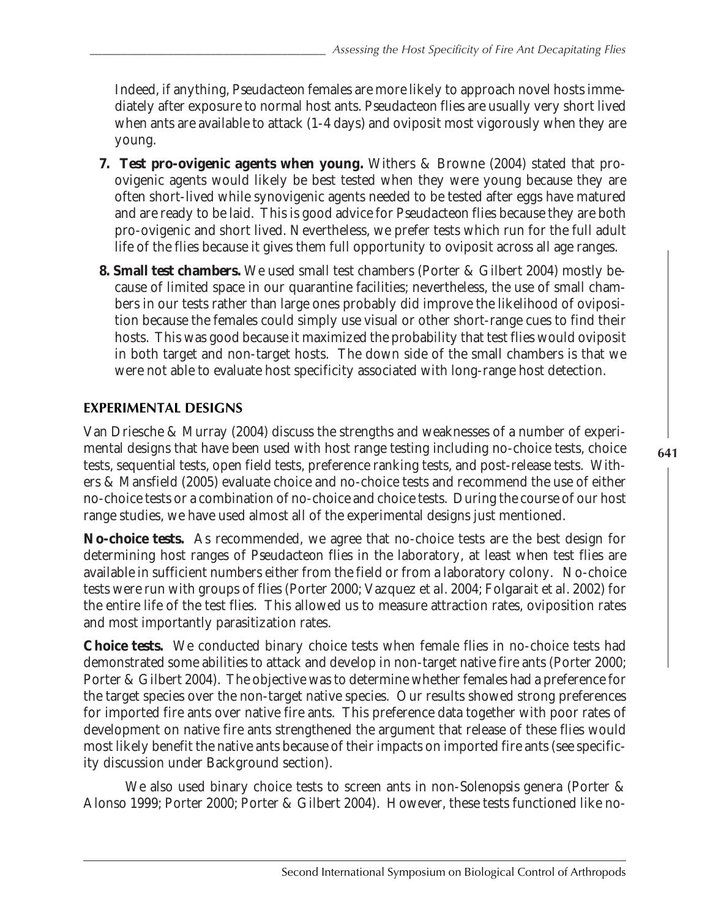Indeed, if anything, *Pseudacteon* females are more likely to approach novel hosts immediately after exposure to normal host ants. *Pseudacteon* flies are usually very short lived when ants are available to attack (1-4 days) and oviposit most vigorously when they are young.

7. **Test pro-ovigenic agents when young.** Withers & Browne (2004) stated that pro-ovigenic agents would likely be best tested when they were young because they are often short-lived while synovigenic agents needed to be tested after eggs have matured and are ready to be laid. This is good advice for *Pseudacteon* flies because they are both pro-ovigenic and short lived. Nevertheless, we prefer tests which run for the full adult life of the flies because it gives them full opportunity to oviposit across all age ranges.

8. **Small test chambers.** We used small test chambers (Porter & Gilbert 2004) mostly because of limited space in our quarantine facilities; nevertheless, the use of small chambers in our tests rather than large ones probably did improve the likelihood of oviposition because the females could simply use visual or other short-range cues to find their hosts. This was good because it maximized the probability that test flies would oviposit in both target and non-target hosts. The down side of the small chambers is that we were not able to evaluate host specificity associated with long-range host detection.

## EXPERIMENTAL DESIGNS

Van Driesche & Murray (2004) discuss the strengths and weaknesses of a number of experimental designs that have been used with host range testing including no-choice tests, choice tests, sequential tests, open field tests, preference ranking tests, and post-release tests. Withers & Mansfield (2005) evaluate choice and no-choice tests and recommend the use of either no-choice tests or a combination of no-choice and choice tests. During the course of our host range studies, we have used almost all of the experimental designs just mentioned.

**No-choice tests.** As recommended, we agree that no-choice tests are the best design for determining host ranges of *Pseudacteon* flies in the laboratory, at least when test flies are available in sufficient numbers either from the field or from a laboratory colony. No-choice tests were run with groups of flies (Porter 2000; Vazquez et al. 2004; Folgarait et al. 2002) for the entire life of the test flies. This allowed us to measure attraction rates, oviposition rates and most importantly parasitization rates.

**Choice tests.** We conducted binary choice tests when female flies in no-choice tests had demonstrated some abilities to attack and develop in non-target native fire ants (Porter 2000; Porter & Gilbert 2004). The objective was to determine whether females had a preference for the target species over the non-target native species. Our results showed strong preferences for imported fire ants over native fire ants. This preference data together with poor rates of development on native fire ants strengthened the argument that release of these flies would most likely benefit the native ants because of their impacts on imported fire ants (see specificity discussion under Background section).

We also used binary choice tests to screen ants in non-*Solenopsis* genera (Porter & Alonso 1999; Porter 2000; Porter & Gilbert 2004). However, these tests functioned like no-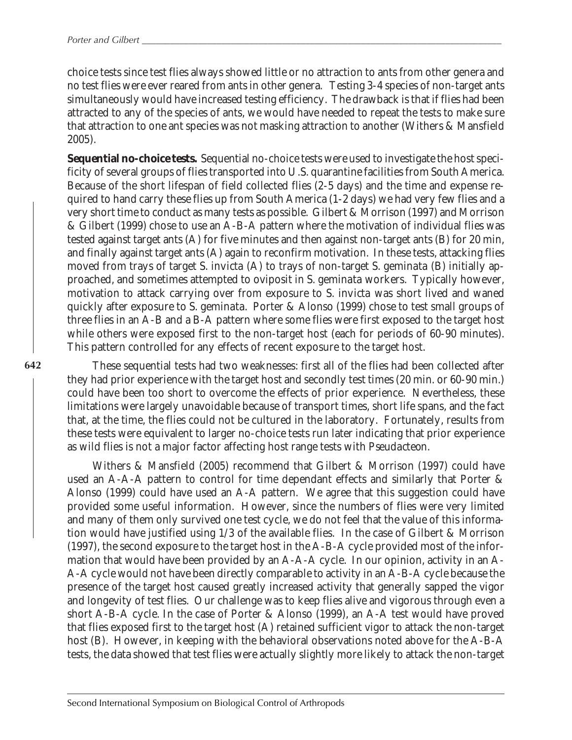choice tests since test flies always showed little or no attraction to ants from other genera and no test flies were ever reared from ants in other genera. Testing 3-4 species of non-target ants simultaneously would have increased testing efficiency. The drawback is that if flies had been attracted to any of the species of ants, we would have needed to repeat the tests to make sure that attraction to one ant species was not masking attraction to another (Withers & Mansfield 2005).

**Sequential no-choice tests.** Sequential no-choice tests were used to investigate the host specificity of several groups of flies transported into U.S. quarantine facilities from South America. Because of the short lifespan of field collected flies (2-5 days) and the time and expense required to hand carry these flies up from South America (1-2 days) we had very few flies and a very short time to conduct as many tests as possible. Gilbert & Morrison (1997) and Morrison & Gilbert (1999) chose to use an A-B-A pattern where the motivation of individual flies was tested against target ants (A) for five minutes and then against non-target ants (B) for 20 min, and finally against target ants (A) again to reconfirm motivation. In these tests, attacking flies moved from trays of target *S. invicta* (A) to trays of non-target *S. geminata* (B) initially approached, and sometimes attempted to oviposit in *S. geminata* workers. Typically however, motivation to attack carrying over from exposure to *S. invicta* was short lived and waned quickly after exposure to *S. geminata*. Porter & Alonso (1999) chose to test small groups of three flies in an A-B and a B-A pattern where some flies were first exposed to the target host while others were exposed first to the non-target host (each for periods of 60-90 minutes). This pattern controlled for any effects of recent exposure to the target host.

These sequential tests had two weaknesses: first all of the flies had been collected after they had prior experience with the target host and secondly test times (20 min. or 60-90 min.) could have been too short to overcome the effects of prior experience. Nevertheless, these limitations were largely unavoidable because of transport times, short life spans, and the fact that, at the time, the flies could not be cultured in the laboratory. Fortunately, results from these tests were equivalent to larger no-choice tests run later indicating that prior experience as wild flies is not a major factor affecting host range tests with *Pseudacteon*.

Withers & Mansfield (2005) recommend that Gilbert & Morrison (1997) could have used an A-A-A pattern to control for time dependant effects and similarly that Porter & Alonso (1999) could have used an A-A pattern. We agree that this suggestion could have provided some useful information. However, since the numbers of flies were very limited and many of them only survived one test cycle, we do not feel that the value of this information would have justified using 1/3 of the available flies. In the case of Gilbert & Morrison (1997), the second exposure to the target host in the A-B-A cycle provided most of the information that would have been provided by an A-A-A cycle. In our opinion, activity in an A-A-A cycle would not have been directly comparable to activity in an A-B-A cycle because the presence of the target host caused greatly increased activity that generally sapped the vigor and longevity of test flies. Our challenge was to keep flies alive and vigorous through even a short A-B-A cycle. In the case of Porter & Alonso (1999), an A-A test would have proved that flies exposed first to the target host (A) retained sufficient vigor to attack the non-target host (B). However, in keeping with the behavioral observations noted above for the A-B-A tests, the data showed that test flies were actually slightly more likely to attack the non-target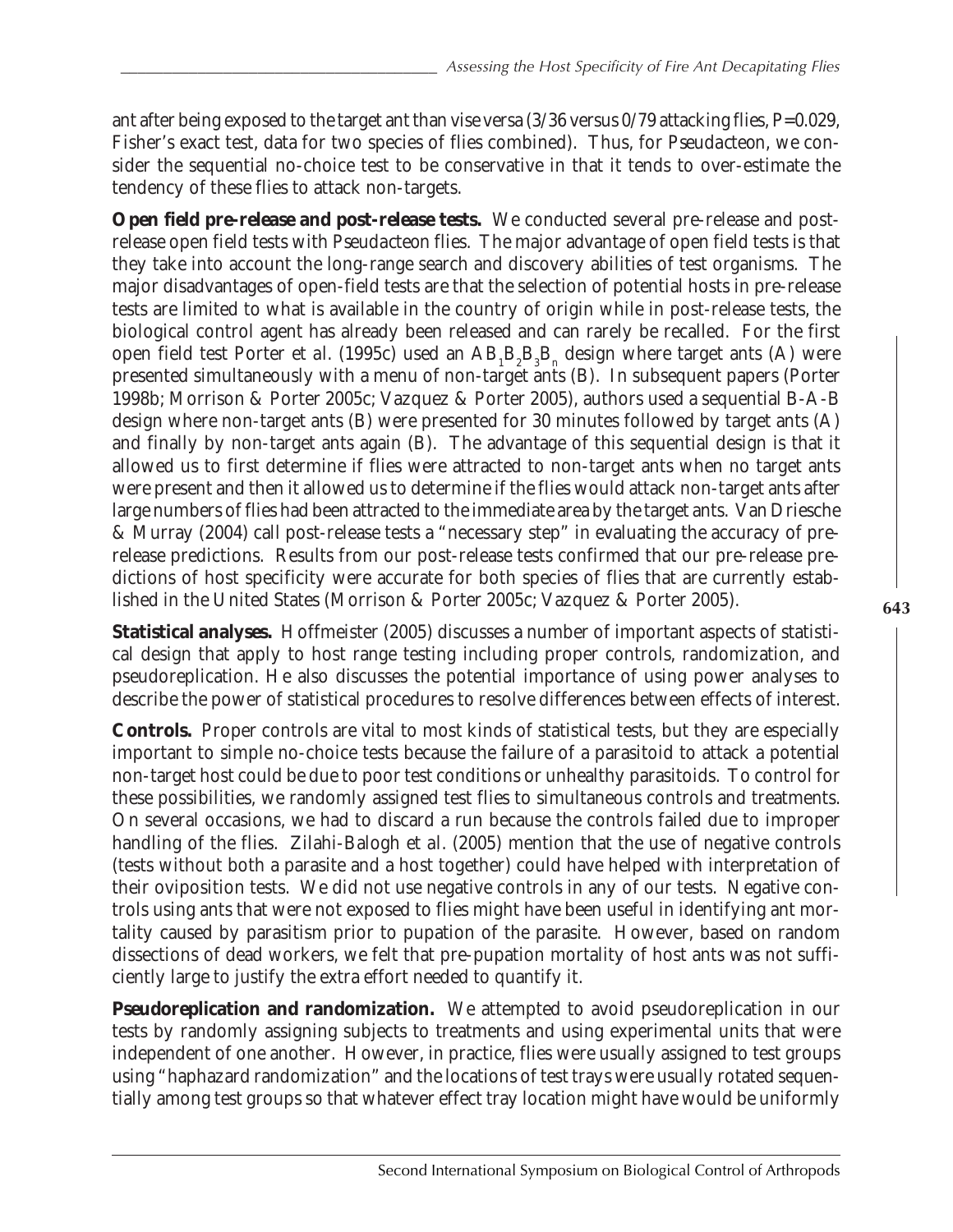ant after being exposed to the target ant than vise versa (3/36 versus 0/79 attacking flies, P=0.029, Fisher's exact test, data for two species of flies combined). Thus, for *Pseudacteon*, we consider the sequential no-choice test to be conservative in that it tends to over-estimate the tendency of these flies to attack non-targets.

**Open field pre-release and post-release tests.** We conducted several pre-release and post-release open field tests with *Pseudacteon* flies. The major advantage of open field tests is that they take into account the long-range search and discovery abilities of test organisms. The major disadvantages of open-field tests are that the selection of potential hosts in pre-release tests are limited to what is available in the country of origin while in post-release tests, the biological control agent has already been released and can rarely be recalled. For the first open field test Porter *et al.* (1995c) used an $AB_1B_2B_3B_n$ design where target ants (A) were presented simultaneously with a menu of non-target ants (B). In subsequent papers (Porter 1998b; Morrison & Porter 2005c; Vazquez & Porter 2005), authors used a sequential B-A-B design where non-target ants (B) were presented for 30 minutes followed by target ants (A) and finally by non-target ants again (B). The advantage of this sequential design is that it allowed us to first determine if flies were attracted to non-target ants when no target ants were present and then it allowed us to determine if the flies would attack non-target ants after large numbers of flies had been attracted to the immediate area by the target ants. Van Driesche & Murray (2004) call post-release tests a "necessary step" in evaluating the accuracy of pre-release predictions. Results from our post-release tests confirmed that our pre-release predictions of host specificity were accurate for both species of flies that are currently established in the United States (Morrison & Porter 2005c; Vazquez & Porter 2005).

**Statistical analyses.** Hoffmeister (2005) discusses a number of important aspects of statistical design that apply to host range testing including proper controls, randomization, and pseudoreplication. He also discusses the potential importance of using power analyses to describe the power of statistical procedures to resolve differences between effects of interest.

**Controls.** Proper controls are vital to most kinds of statistical tests, but they are especially important to simple no-choice tests because the failure of a parasitoid to attack a potential non-target host could be due to poor test conditions or unhealthy parasitoids. To control for these possibilities, we randomly assigned test flies to simultaneous controls and treatments. On several occasions, we had to discard a run because the controls failed due to improper handling of the flies. Zilahi-Balogh *et al.* (2005) mention that the use of negative controls (tests without both a parasite and a host together) could have helped with interpretation of their oviposition tests. We did not use negative controls in any of our tests. Negative controls using ants that were not exposed to flies might have been useful in identifying ant mortality caused by parasitism prior to pupation of the parasite. However, based on random dissections of dead workers, we felt that pre-pupation mortality of host ants was not sufficiently large to justify the extra effort needed to quantify it.

**Pseudoreplication and randomization.** We attempted to avoid pseudoreplication in our tests by randomly assigning subjects to treatments and using experimental units that were independent of one another. However, in practice, flies were usually assigned to test groups using "haphazard randomization" and the locations of test trays were usually rotated sequentially among test groups so that whatever effect tray location might have would be uniformly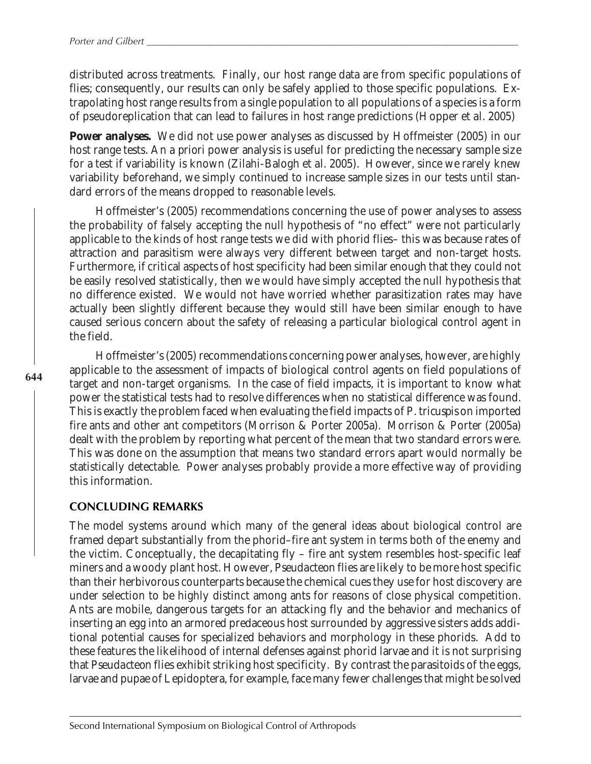distributed across treatments. Finally, our host range data are from specific populations of flies; consequently, our results can only be safely applied to those specific populations. Extrapolating host range results from a single population to all populations of a species is a form of pseudoreplication that can lead to failures in host range predictions (Hopper et al. 2005)

**Power analyses.** We did not use power analyses as discussed by Hoffmeister (2005) in our host range tests. An a priori power analysis is useful for predicting the necessary sample size for a test if variability is known (Zilahi-Balogh et al. 2005). However, since we rarely knew variability beforehand, we simply continued to increase sample sizes in our tests until standard errors of the means dropped to reasonable levels.

Hoffmeister's (2005) recommendations concerning the use of power analyses to assess the probability of falsely accepting the null hypothesis of "no effect" were not particularly applicable to the kinds of host range tests we did with phorid flies– this was because rates of attraction and parasitism were always very different between target and non-target hosts. Furthermore, if critical aspects of host specificity had been similar enough that they could not be easily resolved statistically, then we would have simply accepted the null hypothesis that no difference existed. We would not have worried whether parasitization rates may have actually been slightly different because they would still have been similar enough to have caused serious concern about the safety of releasing a particular biological control agent in the field.

Hoffmeister's (2005) recommendations concerning power analyses, however, are highly applicable to the assessment of impacts of biological control agents on field populations of target and non-target organisms. In the case of field impacts, it is important to know what power the statistical tests had to resolve differences when no statistical difference was found. This is exactly the problem faced when evaluating the field impacts of *P. tricuspis* on imported fire ants and other ant competitors (Morrison & Porter 2005a). Morrison & Porter (2005a) dealt with the problem by reporting what percent of the mean that two standard errors were. This was done on the assumption that means two standard errors apart would normally be statistically detectable. Power analyses probably provide a more effective way of providing this information.

## CONCLUDING REMARKS

The model systems around which many of the general ideas about biological control are framed depart substantially from the phorid–fire ant system in terms both of the enemy and the victim. Conceptually, the decapitating fly – fire ant system resembles host-specific leaf miners and a woody plant host. However, *Pseudacteon* flies are likely to be more host specific than their herbivorous counterparts because the chemical cues they use for host discovery are under selection to be highly distinct among ants for reasons of close physical competition. Ants are mobile, dangerous targets for an attacking fly and the behavior and mechanics of inserting an egg into an armored predaceous host surrounded by aggressive sisters adds additional potential causes for specialized behaviors and morphology in these phorids. Add to these features the likelihood of internal defenses against phorid larvae and it is not surprising that *Pseudacteon* flies exhibit striking host specificity. By contrast the parasitoids of the eggs, larvae and pupae of Lepidoptera, for example, face many fewer challenges that might be solved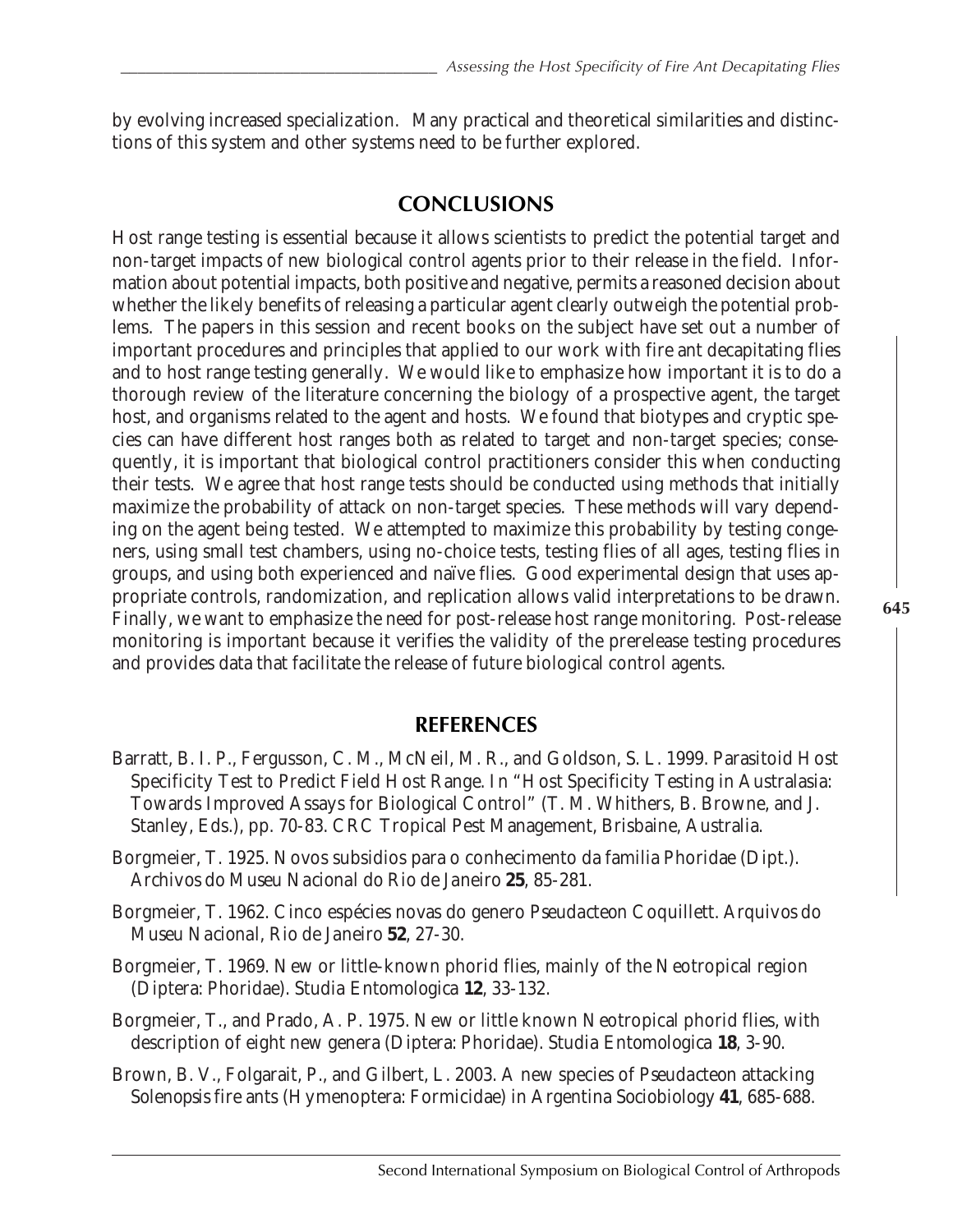by evolving increased specialization. Many practical and theoretical similarities and distinctions of this system and other systems need to be further explored.

## CONCLUSIONS

Host range testing is essential because it allows scientists to predict the potential target and non-target impacts of new biological control agents prior to their release in the field. Information about potential impacts, both positive and negative, permits a reasoned decision about whether the likely benefits of releasing a particular agent clearly outweigh the potential problems. The papers in this session and recent books on the subject have set out a number of important procedures and principles that applied to our work with fire ant decapitating flies and to host range testing generally. We would like to emphasize how important it is to do a thorough review of the literature concerning the biology of a prospective agent, the target host, and organisms related to the agent and hosts. We found that biotypes and cryptic species can have different host ranges both as related to target and non-target species; consequently, it is important that biological control practitioners consider this when conducting their tests. We agree that host range tests should be conducted using methods that initially maximize the probability of attack on non-target species. These methods will vary depending on the agent being tested. We attempted to maximize this probability by testing congeners, using small test chambers, using no-choice tests, testing flies of all ages, testing flies in groups, and using both experienced and naïve flies. Good experimental design that uses appropriate controls, randomization, and replication allows valid interpretations to be drawn. Finally, we want to emphasize the need for post-release host range monitoring. Post-release monitoring is important because it verifies the validity of the prerelease testing procedures and provides data that facilitate the release of future biological control agents.

## REFERENCES

Barratt, B. I. P., Fergusson, C. M., McNeil, M. R., and Goldson, S. L. 1999. Parasitoid Host Specificity Test to Predict Field Host Range. In "Host Specificity Testing in Australasia: Towards Improved Assays for Biological Control" (T. M. Whithers, B. Browne, and J. Stanley, Eds.), pp. 70-83. CRC Tropical Pest Management, Brisbaine, Australia.

Borgmeier, T. 1925. Novos subsidios para o conhecimento da familia Phoridae (Dipt.). *Archivos do Museu Nacional do Rio de Janeiro* **25**, 85-281.

Borgmeier, T. 1962. Cinco espécies novas do genero *Pseudacteon* Coquillett. *Arquivos do Museu Nacional, Rio de Janeiro* **52**, 27-30.

Borgmeier, T. 1969. New or little-known phorid flies, mainly of the Neotropical region (Diptera: Phoridae). *Studia Entomologica* **12**, 33-132.

Borgmeier, T., and Prado, A. P. 1975. New or little known Neotropical phorid flies, with description of eight new genera (Diptera: Phoridae). *Studia Entomologica* **18**, 3-90.

Brown, B. V., Folgarait, P., and Gilbert, L. 2003. A new species of *Pseudacteon* attacking *Solenopsis* fire ants (Hymenoptera: Formicidae) in Argentina *Sociobiology* **41**, 685-688.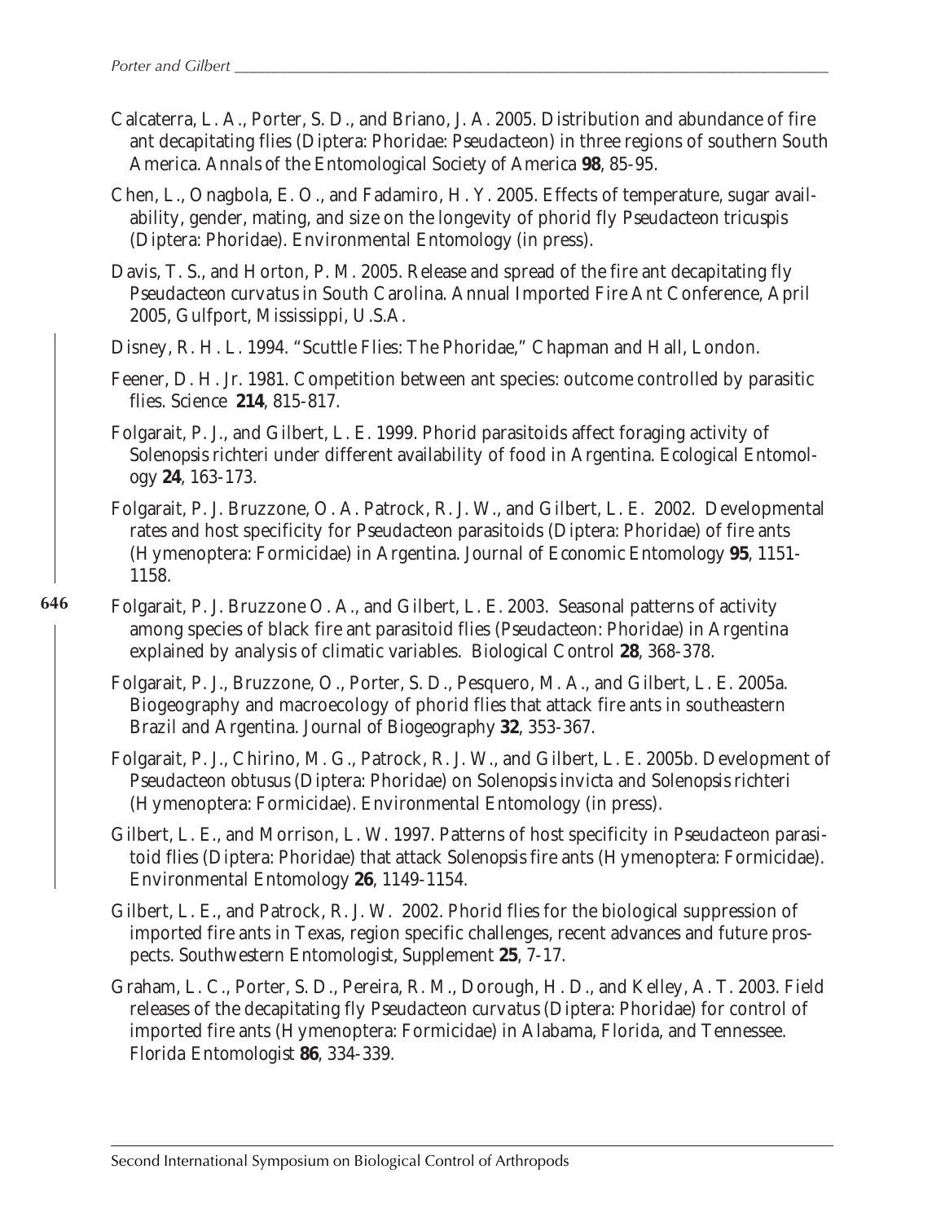Calcaterra, L. A., Porter, S. D., and Briano, J. A. 2005. Distribution and abundance of fire ant decapitating flies (Diptera: Phoridae: *Pseudacteon*) in three regions of southern South America. *Annals of the Entomological Society of America* **98**, 85-95.

Chen, L., Onagbola, E. O., and Fadamiro, H. Y. 2005. Effects of temperature, sugar availability, gender, mating, and size on the longevity of phorid fly *Pseudacteon tricuspis* (Diptera: Phoridae). Environmental Entomology (in press).

Davis, T. S., and Horton, P. M. 2005. Release and spread of the fire ant decapitating fly *Pseudacteon curvatus* in South Carolina. Annual Imported Fire Ant Conference, April 2005, Gulfport, Mississippi, U.S.A.

Disney, R. H. L. 1994. "Scuttle Flies: The Phoridae," Chapman and Hall, London.

Feener, D. H. Jr. 1981. Competition between ant species: outcome controlled by parasitic flies. *Science* **214**, 815-817.

Folgarait, P. J., and Gilbert, L. E. 1999. Phorid parasitoids affect foraging activity of *Solenopsis richteri* under different availability of food in Argentina. Ecological Entomology **24**, 163-173.

Folgarait, P. J. Bruzzone, O. A. Patrock, R. J. W., and Gilbert, L. E. 2002. Developmental rates and host specificity for *Pseudacteon* parasitoids (Diptera: Phoridae) of fire ants (Hymenoptera: Formicidae) in Argentina. Journal of Economic Entomology **95**, 1151-1158.

Folgarait, P. J. Bruzzone O. A., and Gilbert, L. E. 2003. Seasonal patterns of activity among species of black fire ant parasitoid flies (*Pseudacteon*: Phoridae) in Argentina explained by analysis of climatic variables. Biological Control **28**, 368-378.

Folgarait, P. J., Bruzzone, O., Porter, S. D., Pesquero, M. A., and Gilbert, L. E. 2005a. Biogeography and macroecology of phorid flies that attack fire ants in southeastern Brazil and Argentina. *Journal of Biogeography* **32**, 353-367.

Folgarait, P. J., Chirino, M. G., Patrock, R. J. W., and Gilbert, L. E. 2005b. Development of *Pseudacteon obtusus* (Diptera: Phoridae) on *Solenopsis invicta* and *Solenopsis richteri* (Hymenoptera: Formicidae). Environmental Entomology (in press).

Gilbert, L. E., and Morrison, L. W. 1997. Patterns of host specificity in *Pseudacteon* parasitoid flies (Diptera: Phoridae) that attack *Solenopsis* fire ants (Hymenoptera: Formicidae). Environmental Entomology **26**, 1149-1154.

Gilbert, L. E., and Patrock, R. J. W. 2002. Phorid flies for the biological suppression of imported fire ants in Texas, region specific challenges, recent advances and future prospects. Southwestern Entomologist, Supplement **25**, 7-17.

Graham, L. C., Porter, S. D., Pereira, R. M., Dorough, H. D., and Kelley, A. T. 2003. Field releases of the decapitating fly *Pseudacteon curvatus* (Diptera: Phoridae) for control of imported fire ants (Hymenoptera: Formicidae) in Alabama, Florida, and Tennessee. *Florida Entomologist* **86**, 334-339.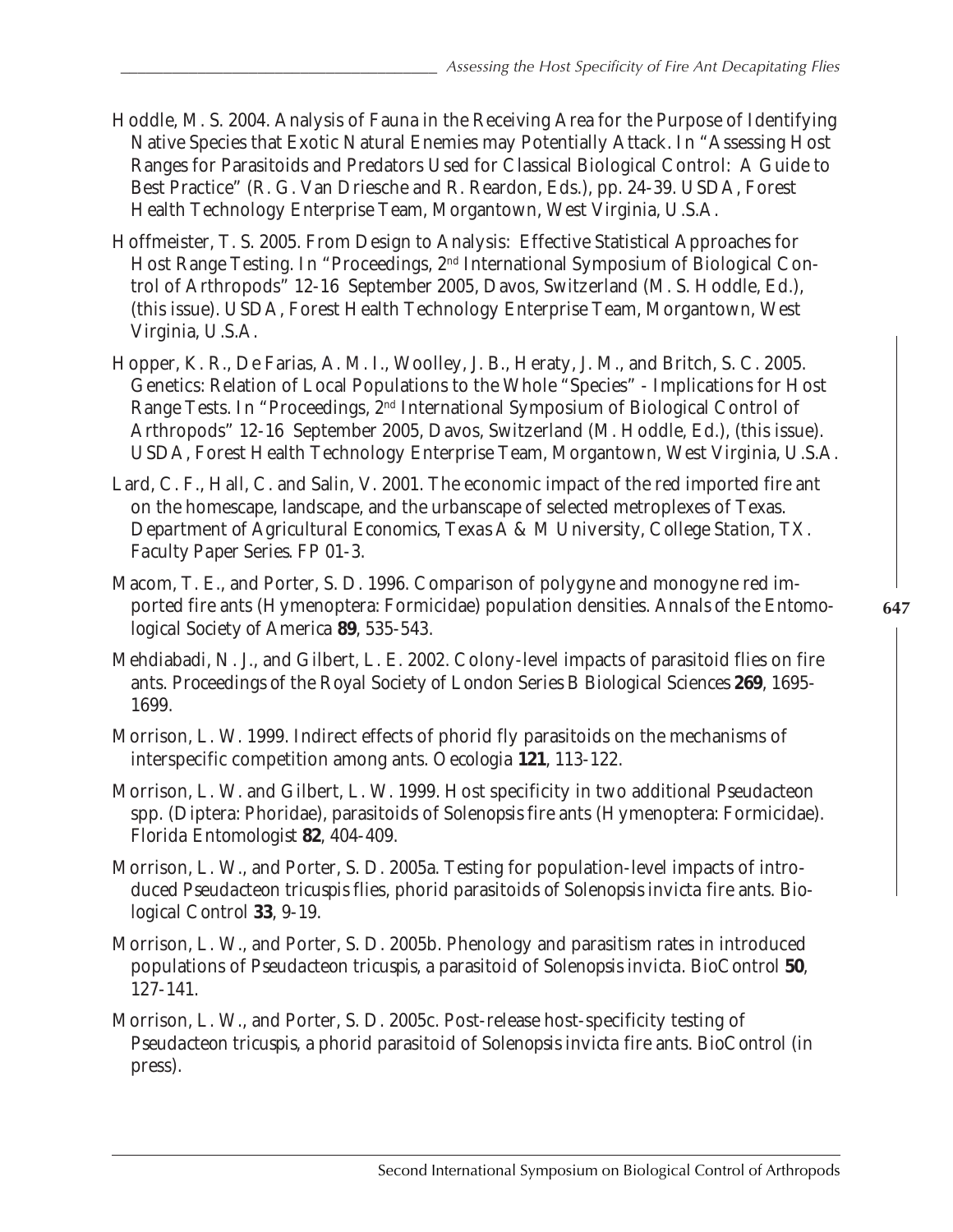Hoddle, M. S. 2004. Analysis of Fauna in the Receiving Area for the Purpose of Identifying Native Species that Exotic Natural Enemies may Potentially Attack. In "Assessing Host Ranges for Parasitoids and Predators Used for Classical Biological Control: A Guide to Best Practice" (R. G. Van Driesche and R. Reardon, Eds.), pp. 24-39. USDA, Forest Health Technology Enterprise Team, Morgantown, West Virginia, U.S.A.

Hoffmeister, T. S. 2005. From Design to Analysis: Effective Statistical Approaches for Host Range Testing. In "Proceedings, 2nd International Symposium of Biological Control of Arthropods" 12-16 September 2005, Davos, Switzerland (M. S. Hoddle, Ed.), (this issue). USDA, Forest Health Technology Enterprise Team, Morgantown, West Virginia, U.S.A.

Hopper, K. R., De Farias, A. M. I., Woolley, J. B., Heraty, J. M., and Britch, S. C. 2005. Genetics: Relation of Local Populations to the Whole "Species" - Implications for Host Range Tests. In "Proceedings, 2nd International Symposium of Biological Control of Arthropods" 12-16 September 2005, Davos, Switzerland (M. Hoddle, Ed.), (this issue). USDA, Forest Health Technology Enterprise Team, Morgantown, West Virginia, U.S.A.

Lard, C. F., Hall, C. and Salin, V. 2001. The economic impact of the red imported fire ant on the homescape, landscape, and the urbanscape of selected metroplexes of Texas. *Department of Agricultural Economics, Texas A & M University, College Station, TX. Faculty Paper Series. FP 01-3.*

Macom, T. E., and Porter, S. D. 1996. Comparison of polygyne and monogyne red imported fire ants (Hymenoptera: Formicidae) population densities. *Annals of the Entomological Society of America* **89**, 535-543.

Mehdiabadi, N. J., and Gilbert, L. E. 2002. Colony-level impacts of parasitoid flies on fire ants. *Proceedings of the Royal Society of London Series B Biological Sciences* **269**, 1695-1699.

Morrison, L. W. 1999. Indirect effects of phorid fly parasitoids on the mechanisms of interspecific competition among ants. *Oecologia* **121**, 113-122.

Morrison, L. W. and Gilbert, L. W. 1999. Host specificity in two additional *Pseudacteon* spp. (Diptera: Phoridae), parasitoids of *Solenopsis* fire ants (Hymenoptera: Formicidae). *Florida Entomologist* **82**, 404-409.

Morrison, L. W., and Porter, S. D. 2005a. Testing for population-level impacts of introduced *Pseudacteon tricuspis* flies, phorid parasitoids of *Solenopsis invicta* fire ants. *Biological Control* **33**, 9-19.

Morrison, L. W., and Porter, S. D. 2005b. Phenology and parasitism rates in introduced populations of *Pseudacteon tricuspis*, a parasitoid of *Solenopsis invicta*. *BioControl* **50**, 127-141.

Morrison, L. W., and Porter, S. D. 2005c. Post-release host-specificity testing of *Pseudacteon tricuspis*, a phorid parasitoid of *Solenopsis invicta* fire ants. *BioControl* (in press).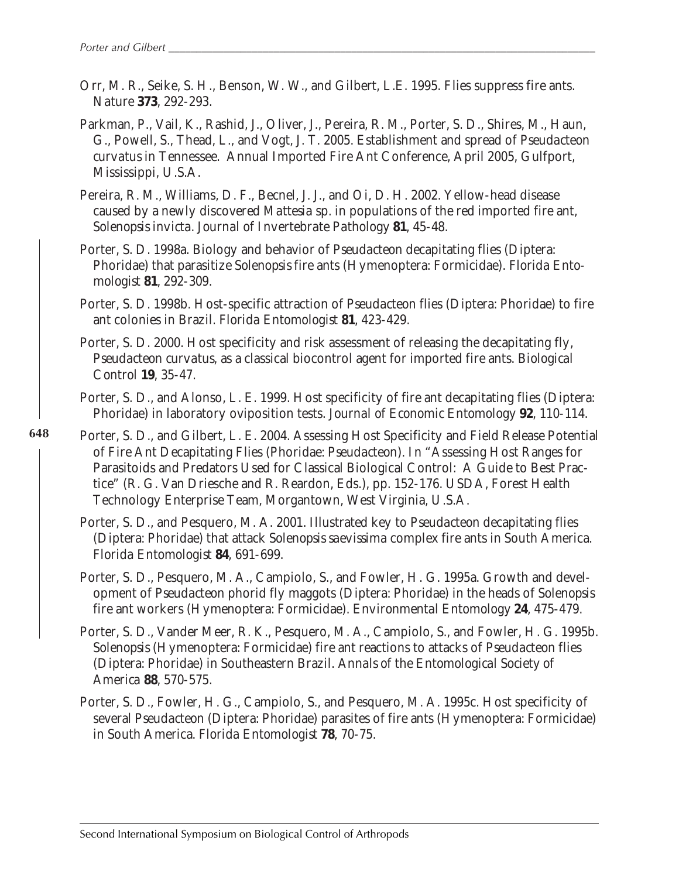Orr, M. R., Seike, S. H., Benson, W. W., and Gilbert, L.E. 1995. Flies suppress fire ants. *Nature* **373**, 292-293.

Parkman, P., Vail, K., Rashid, J., Oliver, J., Pereira, R. M., Porter, S. D., Shires, M., Haun, G., Powell, S., Thead, L., and Vogt, J. T. 2005. Establishment and spread of *Pseudacteon curvatus* in Tennessee. Annual Imported Fire Ant Conference, April 2005, Gulfport, Mississippi, U.S.A.

Pereira, R. M., Williams, D. F., Becnel, J. J., and Oi, D. H. 2002. Yellow-head disease caused by a newly discovered *Mattesia* sp. in populations of the red imported fire ant, *Solenopsis invicta*. *Journal of Invertebrate Pathology* **81**, 45-48.

Porter, S. D. 1998a. Biology and behavior of *Pseudacteon* decapitating flies (Diptera: Phoridae) that parasitize *Solenopsis* fire ants (Hymenoptera: Formicidae). *Florida Entomologist* **81**, 292-309.

Porter, S. D. 1998b. Host-specific attraction of *Pseudacteon* flies (Diptera: Phoridae) to fire ant colonies in Brazil. *Florida Entomologist* **81**, 423-429.

Porter, S. D. 2000. Host specificity and risk assessment of releasing the decapitating fly, *Pseudacteon curvatus*, as a classical biocontrol agent for imported fire ants. *Biological Control* **19**, 35-47.

Porter, S. D., and Alonso, L. E. 1999. Host specificity of fire ant decapitating flies (Diptera: Phoridae) in laboratory oviposition tests. *Journal of Economic Entomology* **92**, 110-114.

Porter, S. D., and Gilbert, L. E. 2004. Assessing Host Specificity and Field Release Potential of Fire Ant Decapitating Flies (Phoridae: *Pseudacteon*). *In* "Assessing Host Ranges for Parasitoids and Predators Used for Classical Biological Control: A Guide to Best Practice" (R. G. Van Driesche and R. Reardon, Eds.), pp. 152-176. USDA, Forest Health Technology Enterprise Team, Morgantown, West Virginia, U.S.A.

Porter, S. D., and Pesquero, M. A. 2001. Illustrated key to *Pseudacteon* decapitating flies (Diptera: Phoridae) that attack *Solenopsis saevissima* complex fire ants in South America. *Florida Entomologist* **84**, 691-699.

Porter, S. D., Pesquero, M. A., Campiolo, S., and Fowler, H. G. 1995a. Growth and development of *Pseudacteon* phorid fly maggots (Diptera: Phoridae) in the heads of *Solenopsis* fire ant workers (Hymenoptera: Formicidae). *Environmental Entomology* **24**, 475-479.

Porter, S. D., Vander Meer, R. K., Pesquero, M. A., Campiolo, S., and Fowler, H. G. 1995b. *Solenopsis* (Hymenoptera: Formicidae) fire ant reactions to attacks of *Pseudacteon* flies (Diptera: Phoridae) in Southeastern Brazil. *Annals of the Entomological Society of America* **88**, 570-575.

Porter, S. D., Fowler, H. G., Campiolo, S., and Pesquero, M. A. 1995c. Host specificity of several *Pseudacteon* (Diptera: Phoridae) parasites of fire ants (Hymenoptera: Formicidae) in South America. *Florida Entomologist* **78**, 70-75.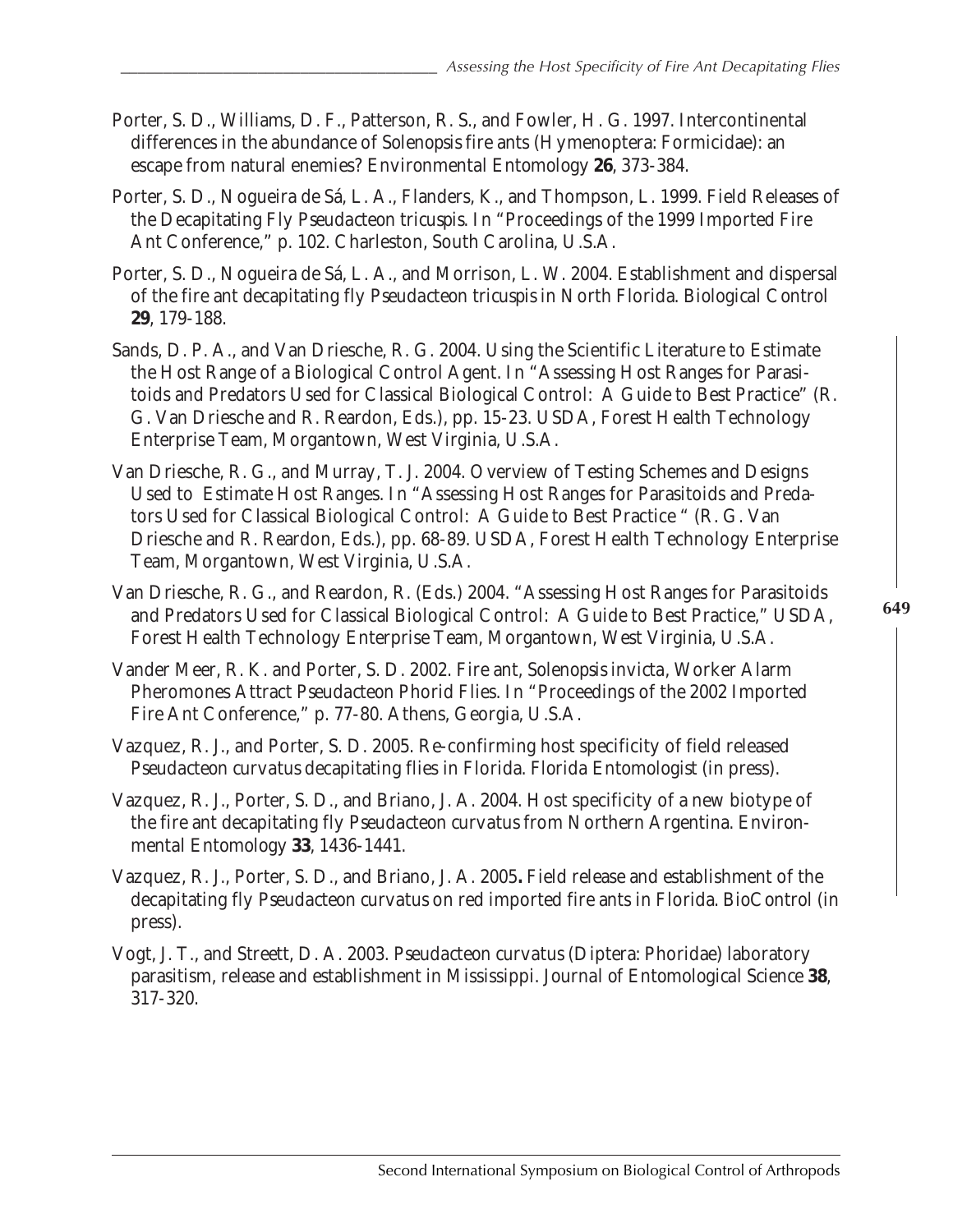Porter, S. D., Williams, D. F., Patterson, R. S., and Fowler, H. G. 1997. Intercontinental differences in the abundance of *Solenopsis* fire ants (Hymenoptera: Formicidae): an escape from natural enemies? *Environmental Entomology* **26**, 373-384.

Porter, S. D., Nogueira de Sá, L. A., Flanders, K., and Thompson, L. 1999. Field Releases of the Decapitating Fly *Pseudacteon tricuspis*. *In* "Proceedings of the 1999 Imported Fire Ant Conference," p. 102. Charleston, South Carolina, U.S.A.

Porter, S. D., Nogueira de Sá, L. A., and Morrison, L. W. 2004. Establishment and dispersal of the fire ant decapitating fly *Pseudacteon tricuspis* in North Florida. *Biological Control* **29**, 179-188.

Sands, D. P. A., and Van Driesche, R. G. 2004. Using the Scientific Literature to Estimate the Host Range of a Biological Control Agent. *In* "Assessing Host Ranges for Parasitoids and Predators Used for Classical Biological Control: A Guide to Best Practice" (R. G. Van Driesche and R. Reardon, Eds.), pp. 15-23. USDA, Forest Health Technology Enterprise Team, Morgantown, West Virginia, U.S.A.

Van Driesche, R. G., and Murray, T. J. 2004. Overview of Testing Schemes and Designs Used to Estimate Host Ranges. *In* "Assessing Host Ranges for Parasitoids and Predators Used for Classical Biological Control: A Guide to Best Practice " (R. G. Van Driesche and R. Reardon, Eds.), pp. 68-89. USDA, Forest Health Technology Enterprise Team, Morgantown, West Virginia, U.S.A.

Van Driesche, R. G., and Reardon, R. (Eds.) 2004. "Assessing Host Ranges for Parasitoids and Predators Used for Classical Biological Control: A Guide to Best Practice," USDA, Forest Health Technology Enterprise Team, Morgantown, West Virginia, U.S.A.

Vander Meer, R. K. and Porter, S. D. 2002. Fire ant, *Solenopsis invicta*, Worker Alarm Pheromones Attract *Pseudacteon* Phorid Flies. *In* "Proceedings of the 2002 Imported Fire Ant Conference," p. 77-80. Athens, Georgia, U.S.A.

Vazquez, R. J., and Porter, S. D. 2005. Re-confirming host specificity of field released *Pseudacteon curvatus* decapitating flies in Florida. *Florida Entomologist* (in press).

Vazquez, R. J., Porter, S. D., and Briano, J. A. 2004. Host specificity of a new biotype of the fire ant decapitating fly *Pseudacteon curvatus* from Northern Argentina. *Environmental Entomology* **33**, 1436-1441.

Vazquez, R. J., Porter, S. D., and Briano, J. A. 2005**.** Field release and establishment of the decapitating fly *Pseudacteon curvatus* on red imported fire ants in Florida. *BioControl* (in press).

Vogt, J. T., and Streett, D. A. 2003. *Pseudacteon curvatus* (Diptera: Phoridae) laboratory parasitism, release and establishment in Mississippi. *Journal of Entomological Science* **38**, 317-320.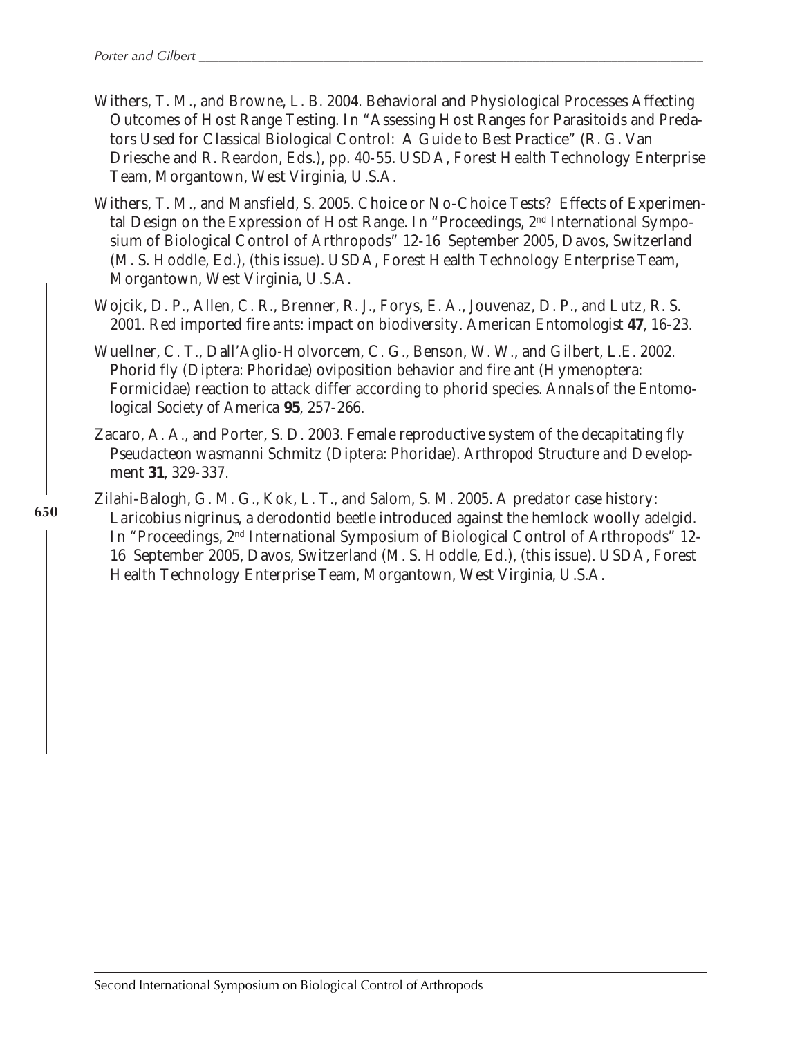Withers, T. M., and Browne, L. B. 2004. Behavioral and Physiological Processes Affecting Outcomes of Host Range Testing. In "Assessing Host Ranges for Parasitoids and Predators Used for Classical Biological Control: A Guide to Best Practice" (R. G. Van Driesche and R. Reardon, Eds.), pp. 40-55. USDA, Forest Health Technology Enterprise Team, Morgantown, West Virginia, U.S.A.

Withers, T. M., and Mansfield, S. 2005. Choice or No-Choice Tests? Effects of Experimental Design on the Expression of Host Range. In "Proceedings, 2nd International Symposium of Biological Control of Arthropods" 12-16 September 2005, Davos, Switzerland (M. S. Hoddle, Ed.), (this issue). USDA, Forest Health Technology Enterprise Team, Morgantown, West Virginia, U.S.A.

Wojcik, D. P., Allen, C. R., Brenner, R. J., Forys, E. A., Jouvenaz, D. P., and Lutz, R. S. 2001. Red imported fire ants: impact on biodiversity. *American Entomologist* **47**, 16-23.

Wuellner, C. T., Dall'Aglio-Holvorcem, C. G., Benson, W. W., and Gilbert, L.E. 2002. Phorid fly (Diptera: Phoridae) oviposition behavior and fire ant (Hymenoptera: Formicidae) reaction to attack differ according to phorid species. *Annals of the Entomological Society of America* **95**, 257-266.

Zacaro, A. A., and Porter, S. D. 2003. Female reproductive system of the decapitating fly *Pseudacteon wasmanni* Schmitz (Diptera: Phoridae). *Arthropod Structure and Development* **31**, 329-337.

Zilahi-Balogh, G. M. G., Kok, L. T., and Salom, S. M. 2005. A predator case history: *Laricobius nigrinus*, a derodontid beetle introduced against the hemlock woolly adelgid. In "Proceedings, 2nd International Symposium of Biological Control of Arthropods" 12-16 September 2005, Davos, Switzerland (M. S. Hoddle, Ed.), (this issue). USDA, Forest Health Technology Enterprise Team, Morgantown, West Virginia, U.S.A.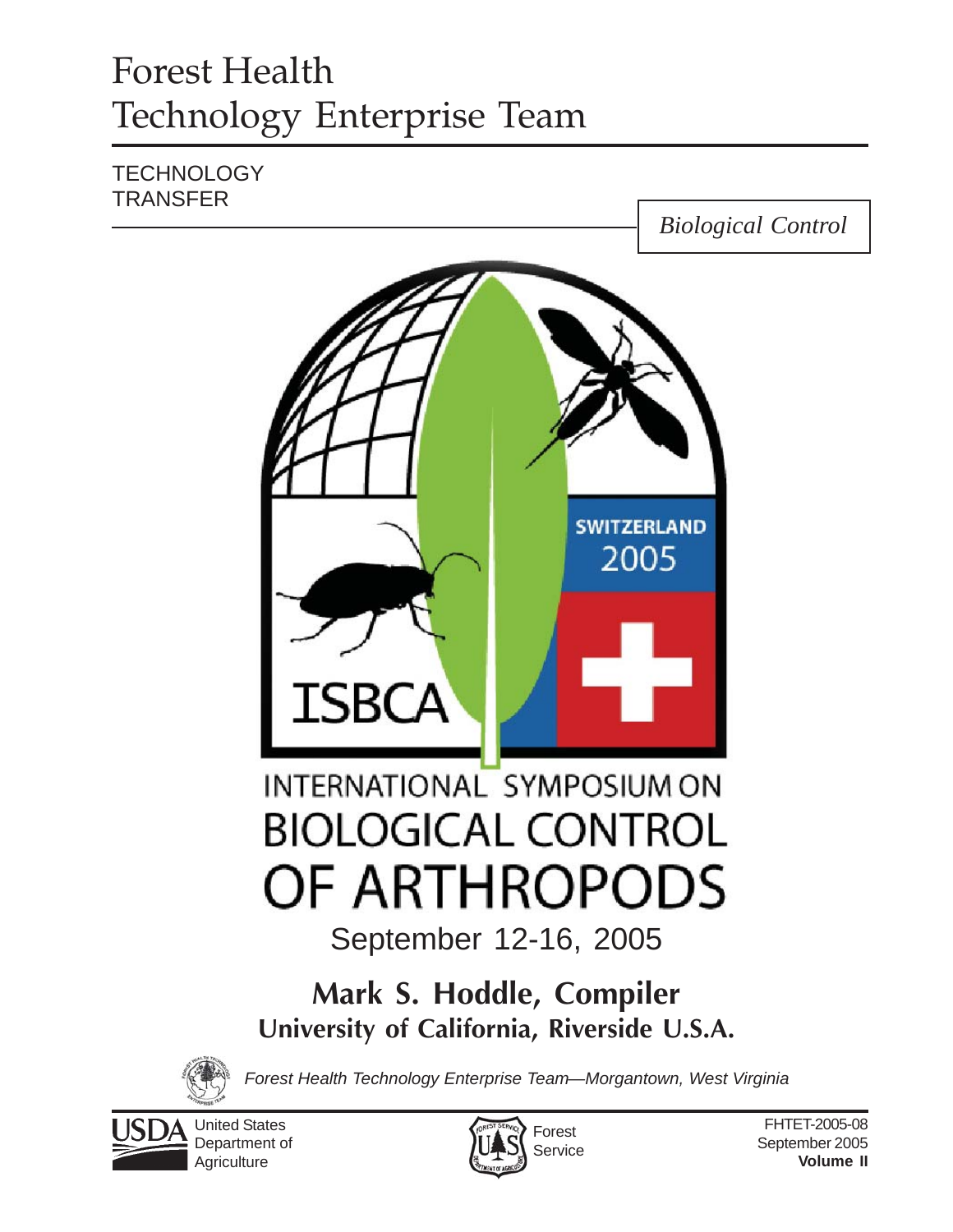# Forest Health Technology Enterprise Team

TECHNOLOGY TRANSFER

*Biological Control*

ISBCA

SWITZERLAND 2005

## INTERNATIONAL SYMPOSIUM ON BIOLOGICAL CONTROL OF ARTHROPODS

September 12-16, 2005

**Mark S. Hoddle, Compiler**

**University of California, Riverside U.S.A.**

*Forest Health Technology Enterprise Team—Morgantown, West Virginia*

USDA United States Department of Agriculture

Forest Service

FHTET-2005-08
September 2005
**Volume II**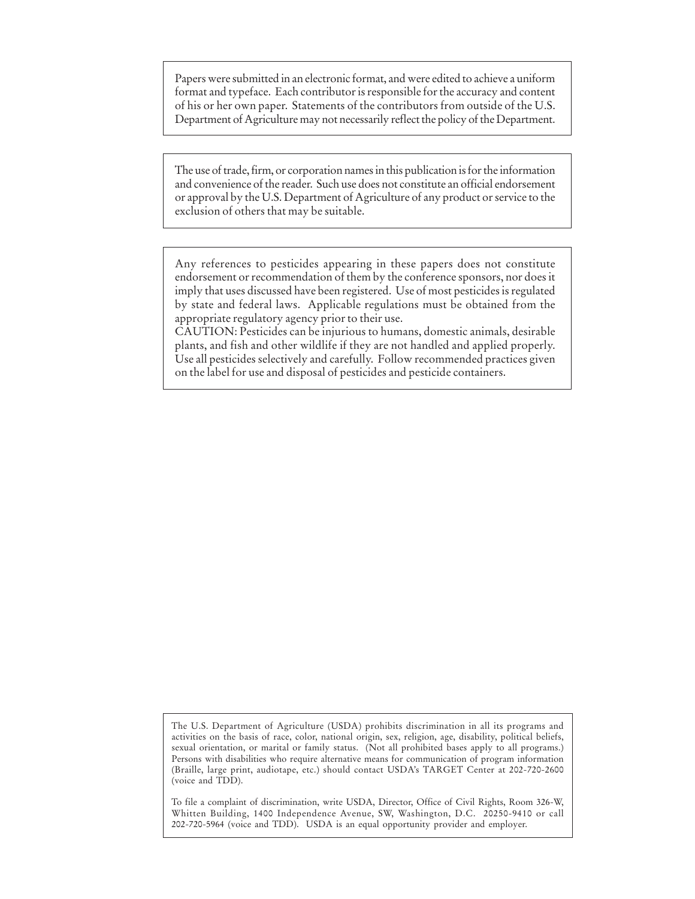Papers were submitted in an electronic format, and were edited to achieve a uniform format and typeface. Each contributor is responsible for the accuracy and content of his or her own paper. Statements of the contributors from outside of the U.S. Department of Agriculture may not necessarily reflect the policy of the Department.

The use of trade, firm, or corporation names in this publication is for the information and convenience of the reader. Such use does not constitute an official endorsement or approval by the U.S. Department of Agriculture of any product or service to the exclusion of others that may be suitable.

Any references to pesticides appearing in these papers does not constitute endorsement or recommendation of them by the conference sponsors, nor does it imply that uses discussed have been registered. Use of most pesticides is regulated by state and federal laws. Applicable regulations must be obtained from the appropriate regulatory agency prior to their use.
CAUTION: Pesticides can be injurious to humans, domestic animals, desirable plants, and fish and other wildlife if they are not handled and applied properly. Use all pesticides selectively and carefully. Follow recommended practices given on the label for use and disposal of pesticides and pesticide containers.

The U.S. Department of Agriculture (USDA) prohibits discrimination in all its programs and activities on the basis of race, color, national origin, sex, religion, age, disability, political beliefs, sexual orientation, or marital or family status. (Not all prohibited bases apply to all programs.) Persons with disabilities who require alternative means for communication of program information (Braille, large print, audiotape, etc.) should contact USDA's TARGET Center at 202-720-2600 (voice and TDD).

To file a complaint of discrimination, write USDA, Director, Office of Civil Rights, Room 326-W, Whitten Building, 1400 Independence Avenue, SW, Washington, D.C. 20250-9410 or call 202-720-5964 (voice and TDD). USDA is an equal opportunity provider and employer.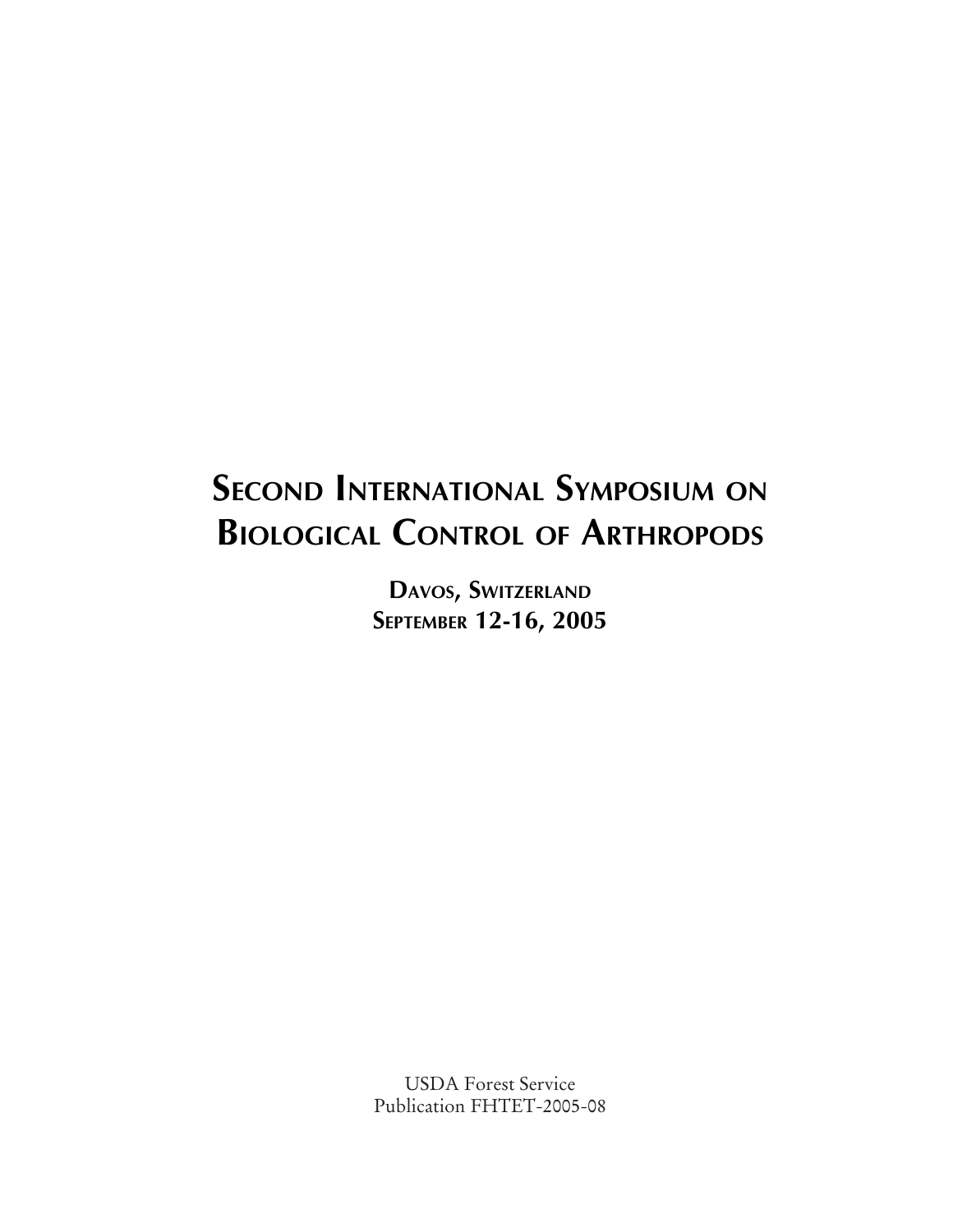# Second International Symposium on Biological Control of Arthropods

**Davos, Switzerland**
**September 12-16, 2005**

USDA Forest Service
Publication FHTET-2005-08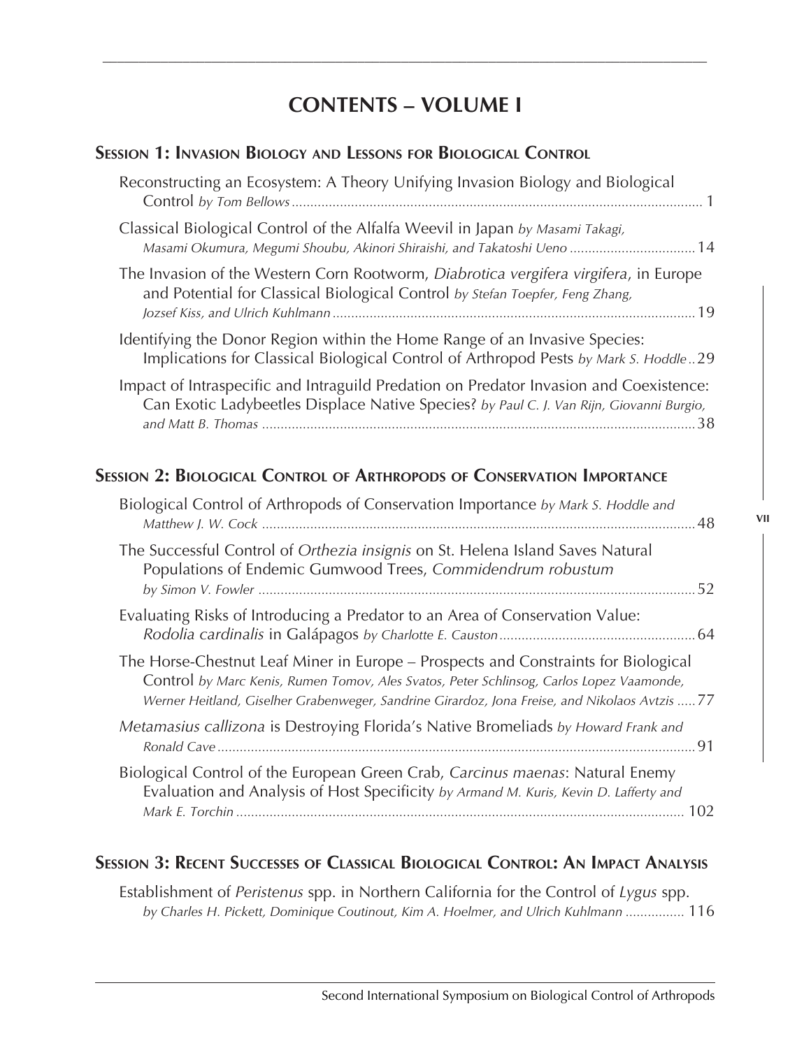# CONTENTS – VOLUME I

## Session 1: Invasion Biology and Lessons for Biological Control

Reconstructing an Ecosystem: A Theory Unifying Invasion Biology and Biological Control *by Tom Bellows* ..... 1

Classical Biological Control of the Alfalfa Weevil in Japan *by Masami Takagi, Masami Okumura, Megumi Shoubu, Akinori Shiraishi, and Takatoshi Ueno* ..... 14

The Invasion of the Western Corn Rootworm, *Diabrotica vergifera virgifera*, in Europe and Potential for Classical Biological Control *by Stefan Toepfer, Feng Zhang, Jozsef Kiss, and Ulrich Kuhlmann* ..... 19

Identifying the Donor Region within the Home Range of an Invasive Species: Implications for Classical Biological Control of Arthropod Pests *by Mark S. Hoddle* .. 29

Impact of Intraspecific and Intraguild Predation on Predator Invasion and Coexistence: Can Exotic Ladybeetles Displace Native Species? *by Paul C. J. Van Rijn, Giovanni Burgio, and Matt B. Thomas* ..... 38

## Session 2: Biological Control of Arthropods of Conservation Importance

Biological Control of Arthropods of Conservation Importance *by Mark S. Hoddle and Matthew J. W. Cock* ..... 48

The Successful Control of *Orthezia insignis* on St. Helena Island Saves Natural Populations of Endemic Gumwood Trees, *Commidendrum robustum* *by Simon V. Fowler* ..... 52

Evaluating Risks of Introducing a Predator to an Area of Conservation Value: *Rodolia cardinalis* in Galápagos *by Charlotte E. Causton* ..... 64

The Horse-Chestnut Leaf Miner in Europe – Prospects and Constraints for Biological Control *by Marc Kenis, Rumen Tomov, Ales Svatos, Peter Schlinsog, Carlos Lopez Vaamonde, Werner Heitland, Giselher Grabenweger, Sandrine Girardoz, Jona Freise, and Nikolaos Avtzis* ..... 77

*Metamasius callizona* is Destroying Florida's Native Bromeliads *by Howard Frank and Ronald Cave* ..... 91

Biological Control of the European Green Crab, *Carcinus maenas*: Natural Enemy Evaluation and Analysis of Host Specificity *by Armand M. Kuris, Kevin D. Lafferty and Mark E. Torchin* ..... 102

## Session 3: Recent Successes of Classical Biological Control: An Impact Analysis

Establishment of *Peristenus* spp. in Northern California for the Control of *Lygus* spp. *by Charles H. Pickett, Dominique Coutinout, Kim A. Hoelmer, and Ulrich Kuhlmann* ..... 116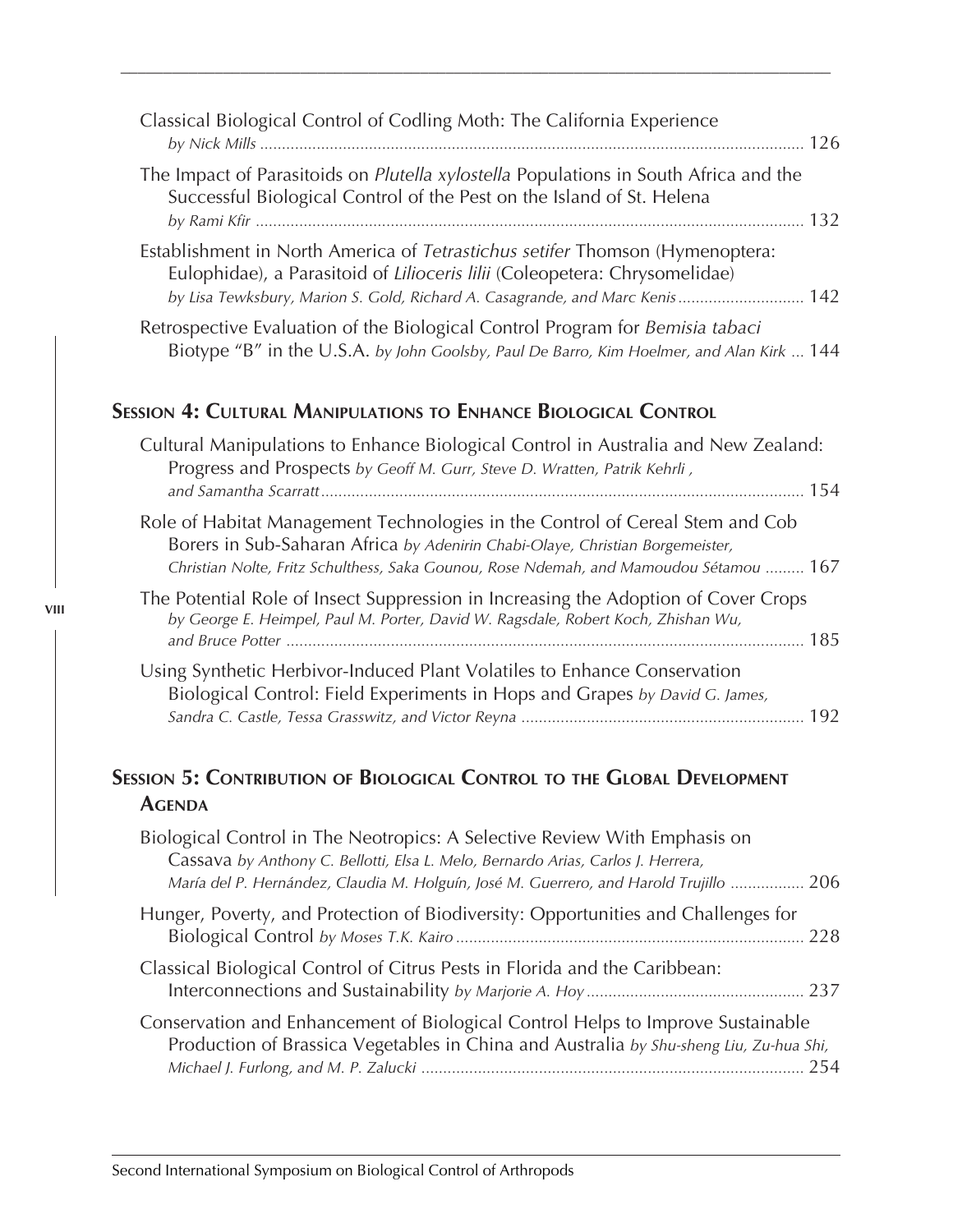Classical Biological Control of Codling Moth: The California Experience
*by Nick Mills* ..... 126

The Impact of Parasitoids on *Plutella xylostella* Populations in South Africa and the Successful Biological Control of the Pest on the Island of St. Helena
*by Rami Kfir* ..... 132

Establishment in North America of *Tetrastichus setifer* Thomson (Hymenoptera: Eulophidae), a Parasitoid of *Lilioceris lilii* (Coleopetera: Chrysomelidae)
*by Lisa Tewksbury, Marion S. Gold, Richard A. Casagrande, and Marc Kenis* ..... 142

Retrospective Evaluation of the Biological Control Program for *Bemisia tabaci* Biotype "B" in the U.S.A. *by John Goolsby, Paul De Barro, Kim Hoelmer, and Alan Kirk* ... 144

## Session 4: Cultural Manipulations to Enhance Biological Control

Cultural Manipulations to Enhance Biological Control in Australia and New Zealand: Progress and Prospects *by Geoff M. Gurr, Steve D. Wratten, Patrik Kehrli, and Samantha Scarratt* ..... 154

Role of Habitat Management Technologies in the Control of Cereal Stem and Cob Borers in Sub-Saharan Africa *by Adenirin Chabi-Olaye, Christian Borgemeister, Christian Nolte, Fritz Schulthess, Saka Gounou, Rose Ndemah, and Mamoudou Sétamou* ......... 167

The Potential Role of Insect Suppression in Increasing the Adoption of Cover Crops
*by George E. Heimpel, Paul M. Porter, David W. Ragsdale, Robert Koch, Zhishan Wu, and Bruce Potter* ..... 185

Using Synthetic Herbivor-Induced Plant Volatiles to Enhance Conservation Biological Control: Field Experiments in Hops and Grapes *by David G. James, Sandra C. Castle, Tessa Grasswitz, and Victor Reyna* ..... 192

## Session 5: Contribution of Biological Control to the Global Development Agenda

Biological Control in The Neotropics: A Selective Review With Emphasis on Cassava *by Anthony C. Bellotti, Elsa L. Melo, Bernardo Arias, Carlos J. Herrera, María del P. Hernández, Claudia M. Holguín, José M. Guerrero, and Harold Trujillo* ................. 206

Hunger, Poverty, and Protection of Biodiversity: Opportunities and Challenges for Biological Control *by Moses T.K. Kairo* ..... 228

Classical Biological Control of Citrus Pests in Florida and the Caribbean: Interconnections and Sustainability *by Marjorie A. Hoy* ..... 237

Conservation and Enhancement of Biological Control Helps to Improve Sustainable Production of Brassica Vegetables in China and Australia *by Shu-sheng Liu, Zu-hua Shi, Michael J. Furlong, and M. P. Zalucki* ..... 254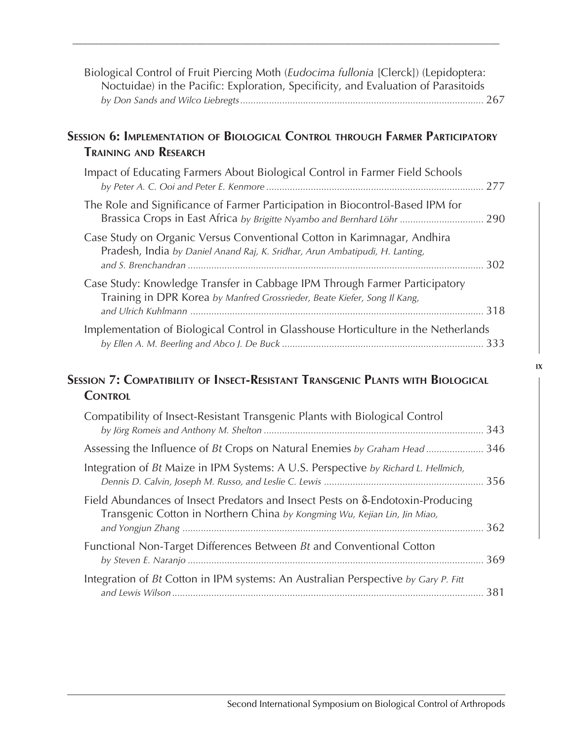Biological Control of Fruit Piercing Moth (*Eudocima fullonia* [Clerck]) (Lepidoptera: Noctuidae) in the Pacific: Exploration, Specificity, and Evaluation of Parasitoids *by Don Sands and Wilco Liebregts* ............ 267

## Session 6: Implementation of Biological Control through Farmer Participatory Training and Research

Impact of Educating Farmers About Biological Control in Farmer Field Schools *by Peter A. C. Ooi and Peter E. Kenmore* ............ 277

The Role and Significance of Farmer Participation in Biocontrol-Based IPM for Brassica Crops in East Africa *by Brigitte Nyambo and Bernhard Löhr* ............ 290

Case Study on Organic Versus Conventional Cotton in Karimnagar, Andhira Pradesh, India *by Daniel Anand Raj, K. Sridhar, Arun Ambatipudi, H. Lanting, and S. Brenchandran* ............ 302

Case Study: Knowledge Transfer in Cabbage IPM Through Farmer Participatory Training in DPR Korea *by Manfred Grossrieder, Beate Kiefer, Song Il Kang, and Ulrich Kuhlmann* ............ 318

Implementation of Biological Control in Glasshouse Horticulture in the Netherlands *by Ellen A. M. Beerling and Abco J. De Buck* ............ 333

## Session 7: Compatibility of Insect-Resistant Transgenic Plants with Biological Control

Compatibility of Insect-Resistant Transgenic Plants with Biological Control *by Jörg Romeis and Anthony M. Shelton* ............ 343

Assessing the Influence of *Bt* Crops on Natural Enemies *by Graham Head* ............ 346

Integration of *Bt* Maize in IPM Systems: A U.S. Perspective *by Richard L. Hellmich, Dennis D. Calvin, Joseph M. Russo, and Leslie C. Lewis* ............ 356

Field Abundances of Insect Predators and Insect Pests on δ-Endotoxin-Producing Transgenic Cotton in Northern China *by Kongming Wu, Kejian Lin, Jin Miao, and Yongjun Zhang* ............ 362

Functional Non-Target Differences Between *Bt* and Conventional Cotton *by Steven E. Naranjo* ............ 369

Integration of *Bt* Cotton in IPM systems: An Australian Perspective *by Gary P. Fitt and Lewis Wilson* ............ 381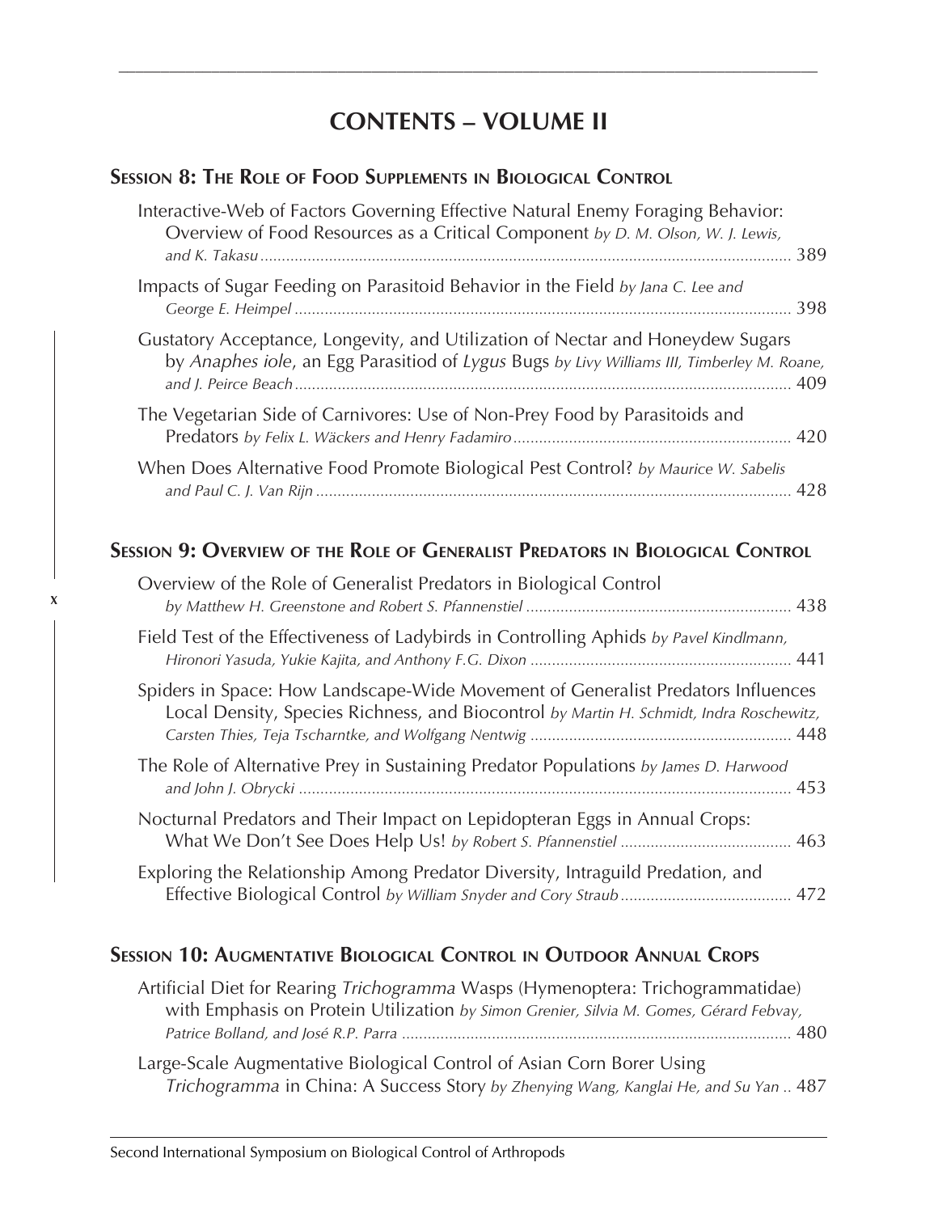# CONTENTS – VOLUME II

## Session 8: The Role of Food Supplements in Biological Control

Interactive-Web of Factors Governing Effective Natural Enemy Foraging Behavior: Overview of Food Resources as a Critical Component *by D. M. Olson, W. J. Lewis, and K. Takasu* ............ 389

Impacts of Sugar Feeding on Parasitoid Behavior in the Field *by Jana C. Lee and George E. Heimpel* ............ 398

Gustatory Acceptance, Longevity, and Utilization of Nectar and Honeydew Sugars by *Anaphes iole*, an Egg Parasitiod of *Lygus* Bugs *by Livy Williams III, Timberley M. Roane, and J. Peirce Beach* ............ 409

The Vegetarian Side of Carnivores: Use of Non-Prey Food by Parasitoids and Predators *by Felix L. Wäckers and Henry Fadamiro* ............ 420

When Does Alternative Food Promote Biological Pest Control? *by Maurice W. Sabelis and Paul C. J. Van Rijn* ............ 428

## Session 9: Overview of the Role of Generalist Predators in Biological Control

Overview of the Role of Generalist Predators in Biological Control *by Matthew H. Greenstone and Robert S. Pfannenstiel* ............ 438

Field Test of the Effectiveness of Ladybirds in Controlling Aphids *by Pavel Kindlmann, Hironori Yasuda, Yukie Kajita, and Anthony F.G. Dixon* ............ 441

Spiders in Space: How Landscape-Wide Movement of Generalist Predators Influences Local Density, Species Richness, and Biocontrol *by Martin H. Schmidt, Indra Roschewitz, Carsten Thies, Teja Tscharntke, and Wolfgang Nentwig* ............ 448

The Role of Alternative Prey in Sustaining Predator Populations *by James D. Harwood and John J. Obrycki* ............ 453

Nocturnal Predators and Their Impact on Lepidopteran Eggs in Annual Crops: What We Don't See Does Help Us! *by Robert S. Pfannenstiel* ............ 463

Exploring the Relationship Among Predator Diversity, Intraguild Predation, and Effective Biological Control *by William Snyder and Cory Straub* ............ 472

## Session 10: Augmentative Biological Control in Outdoor Annual Crops

Artificial Diet for Rearing *Trichogramma* Wasps (Hymenoptera: Trichogrammatidae) with Emphasis on Protein Utilization *by Simon Grenier, Silvia M. Gomes, Gérard Febvay, Patrice Bolland, and José R.P. Parra* ............ 480

Large-Scale Augmentative Biological Control of Asian Corn Borer Using *Trichogramma* in China: A Success Story *by Zhenying Wang, Kanglai He, and Su Yan* .. 487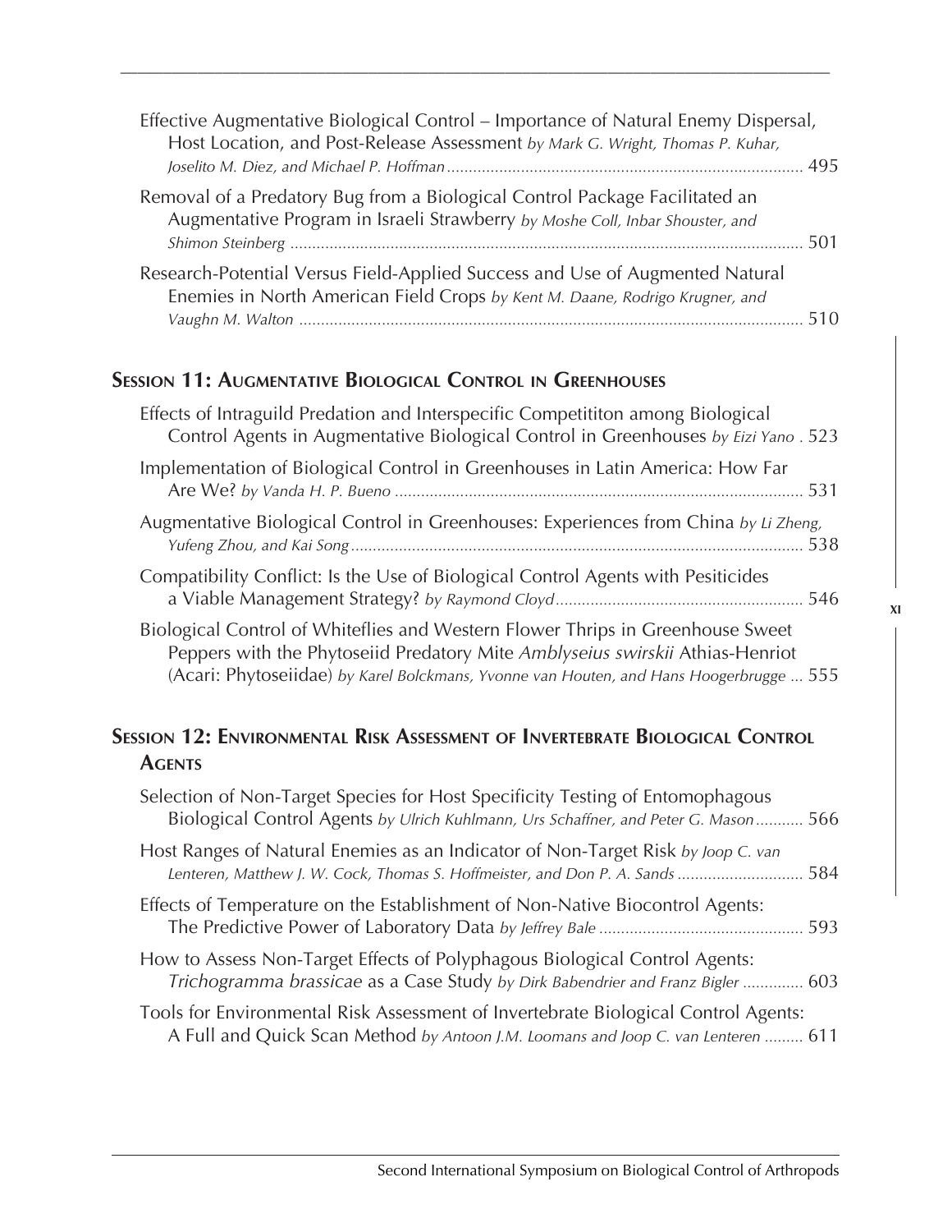Effective Augmentative Biological Control – Importance of Natural Enemy Dispersal, Host Location, and Post-Release Assessment *by Mark G. Wright, Thomas P. Kuhar, Joselito M. Diez, and Michael P. Hoffman* ............ 495

Removal of a Predatory Bug from a Biological Control Package Facilitated an Augmentative Program in Israeli Strawberry *by Moshe Coll, Inbar Shouster, and Shimon Steinberg* ............ 501

Research-Potential Versus Field-Applied Success and Use of Augmented Natural Enemies in North American Field Crops *by Kent M. Daane, Rodrigo Krugner, and Vaughn M. Walton* ............ 510

## Session 11: Augmentative Biological Control in Greenhouses

Effects of Intraguild Predation and Interspecific Competititon among Biological Control Agents in Augmentative Biological Control in Greenhouses *by Eizi Yano* . 523

Implementation of Biological Control in Greenhouses in Latin America: How Far Are We? *by Vanda H. P. Bueno* ............ 531

Augmentative Biological Control in Greenhouses: Experiences from China *by Li Zheng, Yufeng Zhou, and Kai Song* ............ 538

Compatibility Conflict: Is the Use of Biological Control Agents with Pesiticides a Viable Management Strategy? *by Raymond Cloyd* ............ 546

Biological Control of Whiteflies and Western Flower Thrips in Greenhouse Sweet Peppers with the Phytoseiid Predatory Mite *Amblyseius swirskii* Athias-Henriot (Acari: Phytoseiidae) *by Karel Bolckmans, Yvonne van Houten, and Hans Hoogerbrugge* ... 555

## Session 12: Environmental Risk Assessment of Invertebrate Biological Control Agents

Selection of Non-Target Species for Host Specificity Testing of Entomophagous Biological Control Agents *by Ulrich Kuhlmann, Urs Schaffner, and Peter G. Mason* ............ 566

Host Ranges of Natural Enemies as an Indicator of Non-Target Risk *by Joop C. van Lenteren, Matthew J. W. Cock, Thomas S. Hoffmeister, and Don P. A. Sands* ............ 584

Effects of Temperature on the Establishment of Non-Native Biocontrol Agents: The Predictive Power of Laboratory Data *by Jeffrey Bale* ............ 593

How to Assess Non-Target Effects of Polyphagous Biological Control Agents: *Trichogramma brassicae* as a Case Study *by Dirk Babendrier and Franz Bigler* ............ 603

Tools for Environmental Risk Assessment of Invertebrate Biological Control Agents: A Full and Quick Scan Method *by Antoon J.M. Loomans and Joop C. van Lenteren* ......... 611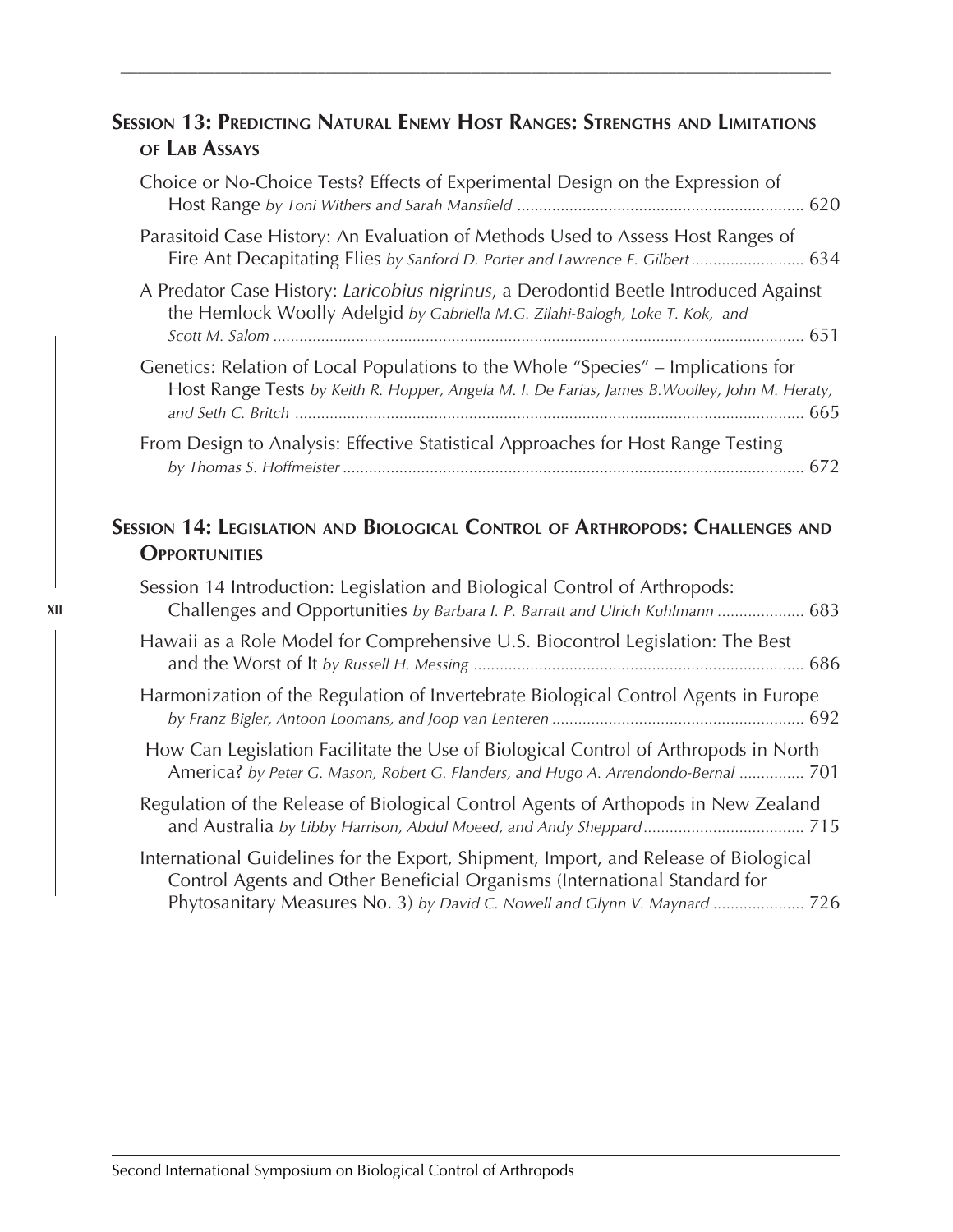## Session 13: Predicting Natural Enemy Host Ranges: Strengths and Limitations of Lab Assays

Choice or No-Choice Tests? Effects of Experimental Design on the Expression of Host Range *by Toni Withers and Sarah Mansfield* ..... 620

Parasitoid Case History: An Evaluation of Methods Used to Assess Host Ranges of Fire Ant Decapitating Flies *by Sanford D. Porter and Lawrence E. Gilbert* ..... 634

A Predator Case History: *Laricobius nigrinus*, a Derodontid Beetle Introduced Against the Hemlock Woolly Adelgid *by Gabriella M.G. Zilahi-Balogh, Loke T. Kok, and Scott M. Salom* ..... 651

Genetics: Relation of Local Populations to the Whole "Species" – Implications for Host Range Tests *by Keith R. Hopper, Angela M. I. De Farias, James B.Woolley, John M. Heraty, and Seth C. Britch* ..... 665

From Design to Analysis: Effective Statistical Approaches for Host Range Testing *by Thomas S. Hoffmeister* ..... 672

## Session 14: Legislation and Biological Control of Arthropods: Challenges and Opportunities

Session 14 Introduction: Legislation and Biological Control of Arthropods: Challenges and Opportunities *by Barbara I. P. Barratt and Ulrich Kuhlmann* ..... 683

Hawaii as a Role Model for Comprehensive U.S. Biocontrol Legislation: The Best and the Worst of It *by Russell H. Messing* ..... 686

Harmonization of the Regulation of Invertebrate Biological Control Agents in Europe *by Franz Bigler, Antoon Loomans, and Joop van Lenteren* ..... 692

How Can Legislation Facilitate the Use of Biological Control of Arthropods in North America? *by Peter G. Mason, Robert G. Flanders, and Hugo A. Arrendondo-Bernal* ..... 701

Regulation of the Release of Biological Control Agents of Arthopods in New Zealand and Australia *by Libby Harrison, Abdul Moeed, and Andy Sheppard* ..... 715

International Guidelines for the Export, Shipment, Import, and Release of Biological Control Agents and Other Beneficial Organisms (International Standard for Phytosanitary Measures No. 3) *by David C. Nowell and Glynn V. Maynard* ..... 726